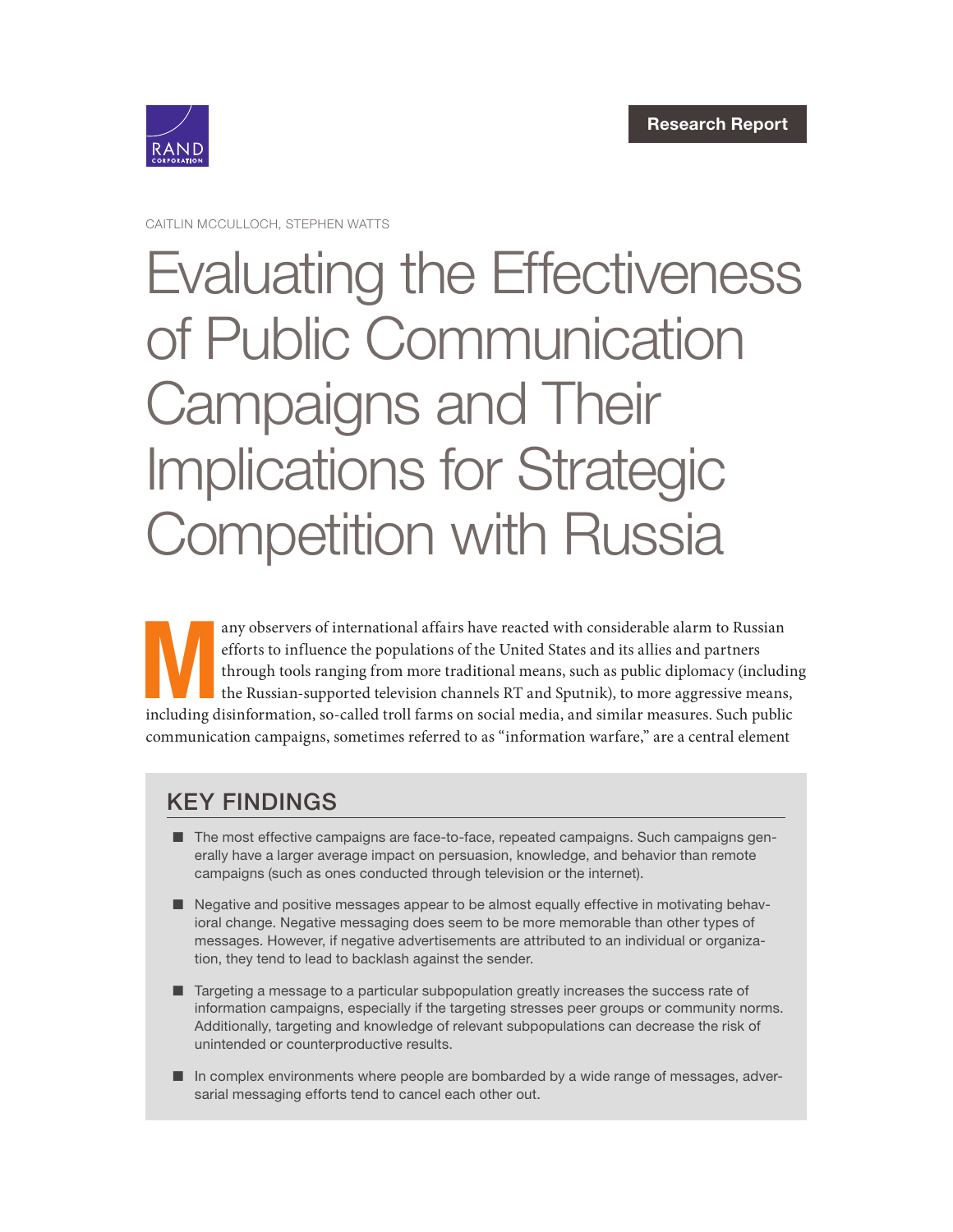Research Report

CAITLIN MCCULLOCH, STEPHEN WATTS

# Evaluating the Effectiveness of Public Communication Campaigns and Their Implications for Strategic Competition with Russia

Many observers of international affairs have reacted with considerable alarm to Russian efforts to influence the populations of the United States and its allies and partners through tools ranging from more traditional means, such as public diplomacy (including the Russian-supported television channels RT and Sputnik), to more aggressive means, including disinformation, so-called troll farms on social media, and similar measures. Such public communication campaigns, sometimes referred to as "information warfare," are a central element

## KEY FINDINGS

- The most effective campaigns are face-to-face, repeated campaigns. Such campaigns generally have a larger average impact on persuasion, knowledge, and behavior than remote campaigns (such as ones conducted through television or the internet).
- Negative and positive messages appear to be almost equally effective in motivating behavioral change. Negative messaging does seem to be more memorable than other types of messages. However, if negative advertisements are attributed to an individual or organization, they tend to lead to backlash against the sender.
- Targeting a message to a particular subpopulation greatly increases the success rate of information campaigns, especially if the targeting stresses peer groups or community norms. Additionally, targeting and knowledge of relevant subpopulations can decrease the risk of unintended or counterproductive results.
- In complex environments where people are bombarded by a wide range of messages, adversarial messaging efforts tend to cancel each other out.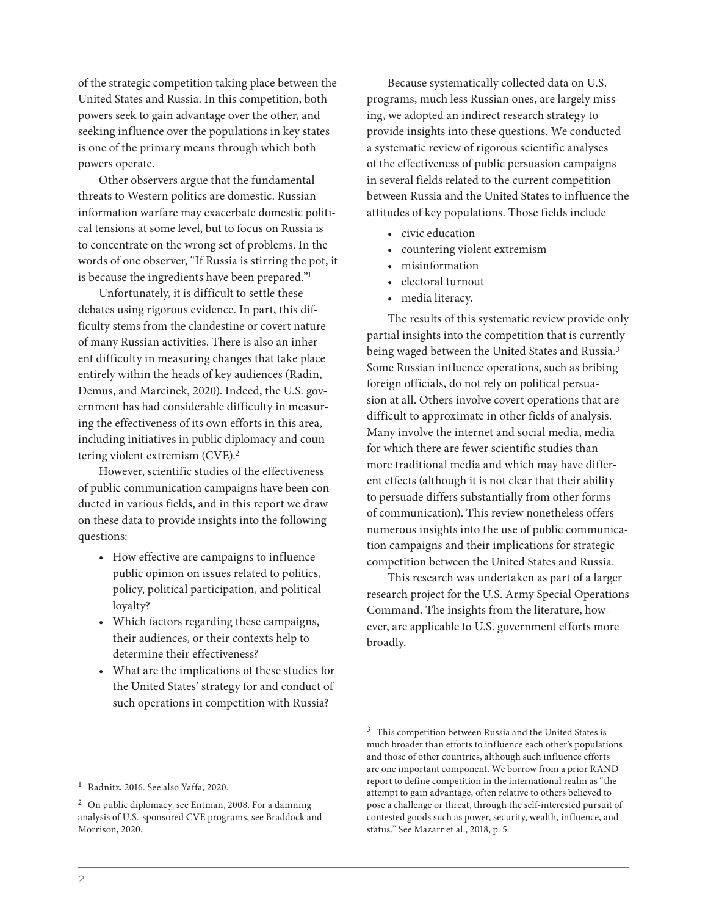of the strategic competition taking place between the United States and Russia. In this competition, both powers seek to gain advantage over the other, and seeking influence over the populations in key states is one of the primary means through which both powers operate.

Other observers argue that the fundamental threats to Western politics are domestic. Russian information warfare may exacerbate domestic political tensions at some level, but to focus on Russia is to concentrate on the wrong set of problems. In the words of one observer, "If Russia is stirring the pot, it is because the ingredients have been prepared."[1]

Unfortunately, it is difficult to settle these debates using rigorous evidence. In part, this difficulty stems from the clandestine or covert nature of many Russian activities. There is also an inherent difficulty in measuring changes that take place entirely within the heads of key audiences (Radin, Demus, and Marcinek, 2020). Indeed, the U.S. government has had considerable difficulty in measuring the effectiveness of its own efforts in this area, including initiatives in public diplomacy and countering violent extremism (CVE).[2]

However, scientific studies of the effectiveness of public communication campaigns have been conducted in various fields, and in this report we draw on these data to provide insights into the following questions:

- How effective are campaigns to influence public opinion on issues related to politics, policy, political participation, and political loyalty?
- Which factors regarding these campaigns, their audiences, or their contexts help to determine their effectiveness?
- What are the implications of these studies for the United States' strategy for and conduct of such operations in competition with Russia?

Because systematically collected data on U.S. programs, much less Russian ones, are largely missing, we adopted an indirect research strategy to provide insights into these questions. We conducted a systematic review of rigorous scientific analyses of the effectiveness of public persuasion campaigns in several fields related to the current competition between Russia and the United States to influence the attitudes of key populations. Those fields include

- civic education
- countering violent extremism
- misinformation
- electoral turnout
- media literacy.

The results of this systematic review provide only partial insights into the competition that is currently being waged between the United States and Russia.[3] Some Russian influence operations, such as bribing foreign officials, do not rely on political persuasion at all. Others involve covert operations that are difficult to approximate in other fields of analysis. Many involve the internet and social media, media for which there are fewer scientific studies than more traditional media and which may have different effects (although it is not clear that their ability to persuade differs substantially from other forms of communication). This review nonetheless offers numerous insights into the use of public communication campaigns and their implications for strategic competition between the United States and Russia.

This research was undertaken as part of a larger research project for the U.S. Army Special Operations Command. The insights from the literature, however, are applicable to U.S. government efforts more broadly.

---

[1] Radnitz, 2016. See also Yaffa, 2020.

[2] On public diplomacy, see Entman, 2008. For a damning analysis of U.S.-sponsored CVE programs, see Braddock and Morrison, 2020.

[3] This competition between Russia and the United States is much broader than efforts to influence each other's populations and those of other countries, although such influence efforts are one important component. We borrow from a prior RAND report to define competition in the international realm as "the attempt to gain advantage, often relative to others believed to pose a challenge or threat, through the self-interested pursuit of contested goods such as power, security, wealth, influence, and status." See Mazarr et al., 2018, p. 5.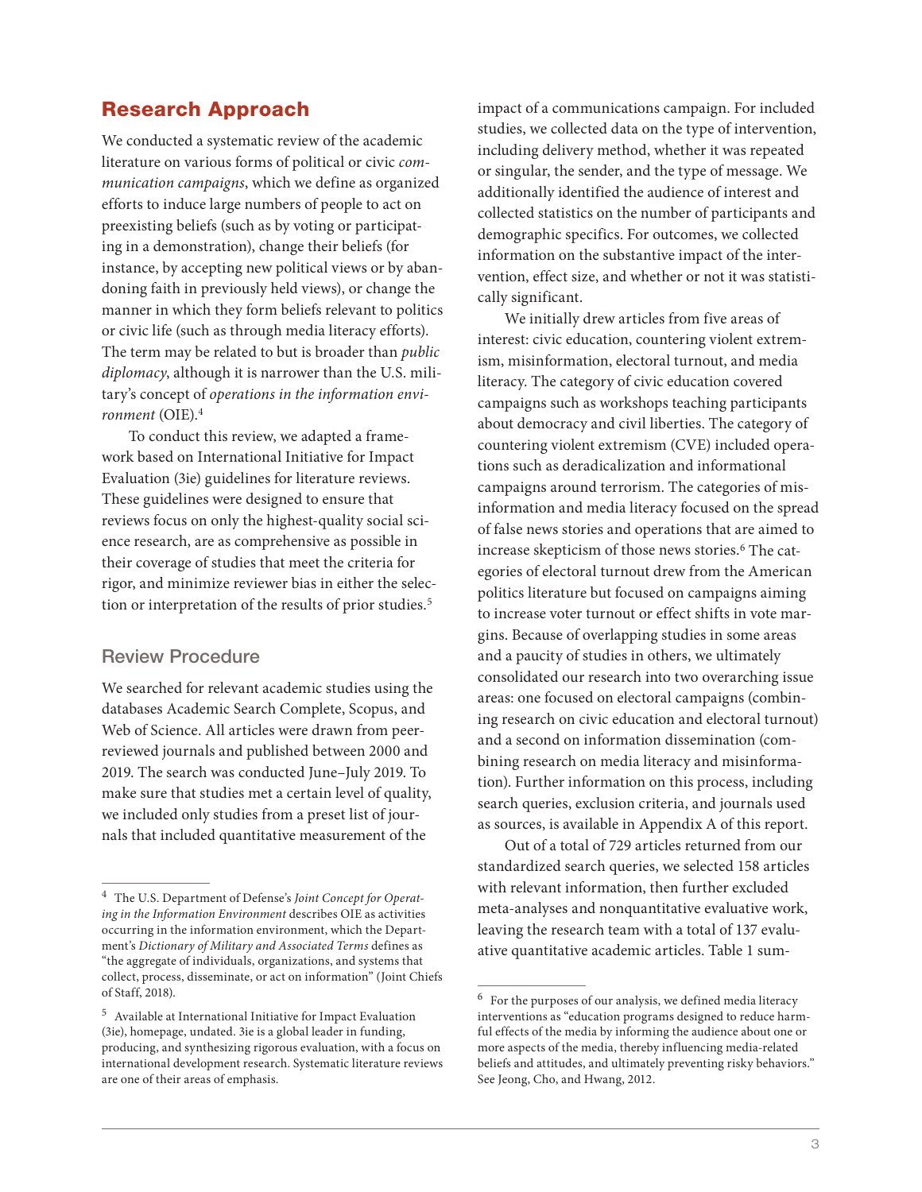## Research Approach

We conducted a systematic review of the academic literature on various forms of political or civic *communication campaigns*, which we define as organized efforts to induce large numbers of people to act on preexisting beliefs (such as by voting or participating in a demonstration), change their beliefs (for instance, by accepting new political views or by abandoning faith in previously held views), or change the manner in which they form beliefs relevant to politics or civic life (such as through media literacy efforts). The term may be related to but is broader than *public diplomacy*, although it is narrower than the U.S. military's concept of *operations in the information environment* (OIE).[4]

To conduct this review, we adapted a framework based on International Initiative for Impact Evaluation (3ie) guidelines for literature reviews. These guidelines were designed to ensure that reviews focus on only the highest-quality social science research, are as comprehensive as possible in their coverage of studies that meet the criteria for rigor, and minimize reviewer bias in either the selection or interpretation of the results of prior studies.[5]

### Review Procedure

We searched for relevant academic studies using the databases Academic Search Complete, Scopus, and Web of Science. All articles were drawn from peer-reviewed journals and published between 2000 and 2019. The search was conducted June–July 2019. To make sure that studies met a certain level of quality, we included only studies from a preset list of journals that included quantitative measurement of the impact of a communications campaign. For included studies, we collected data on the type of intervention, including delivery method, whether it was repeated or singular, the sender, and the type of message. We additionally identified the audience of interest and collected statistics on the number of participants and demographic specifics. For outcomes, we collected information on the substantive impact of the intervention, effect size, and whether or not it was statistically significant.

We initially drew articles from five areas of interest: civic education, countering violent extremism, misinformation, electoral turnout, and media literacy. The category of civic education covered campaigns such as workshops teaching participants about democracy and civil liberties. The category of countering violent extremism (CVE) included operations such as deradicalization and informational campaigns around terrorism. The categories of misinformation and media literacy focused on the spread of false news stories and operations that are aimed to increase skepticism of those news stories.[6] The categories of electoral turnout drew from the American politics literature but focused on campaigns aiming to increase voter turnout or effect shifts in vote margins. Because of overlapping studies in some areas and a paucity of studies in others, we ultimately consolidated our research into two overarching issue areas: one focused on electoral campaigns (combining research on civic education and electoral turnout) and a second on information dissemination (combining research on media literacy and misinformation). Further information on this process, including search queries, exclusion criteria, and journals used as sources, is available in Appendix A of this report.

Out of a total of 729 articles returned from our standardized search queries, we selected 158 articles with relevant information, then further excluded meta-analyses and nonquantitative evaluative work, leaving the research team with a total of 137 evaluative quantitative academic articles. Table 1 sum-

---

[4] The U.S. Department of Defense's *Joint Concept for Operating in the Information Environment* describes OIE as activities occurring in the information environment, which the Department's *Dictionary of Military and Associated Terms* defines as "the aggregate of individuals, organizations, and systems that collect, process, disseminate, or act on information" (Joint Chiefs of Staff, 2018).

[5] Available at International Initiative for Impact Evaluation (3ie), homepage, undated. 3ie is a global leader in funding, producing, and synthesizing rigorous evaluation, with a focus on international development research. Systematic literature reviews are one of their areas of emphasis.

[6] For the purposes of our analysis, we defined media literacy interventions as "education programs designed to reduce harmful effects of the media by informing the audience about one or more aspects of the media, thereby influencing media-related beliefs and attitudes, and ultimately preventing risky behaviors." See Jeong, Cho, and Hwang, 2012.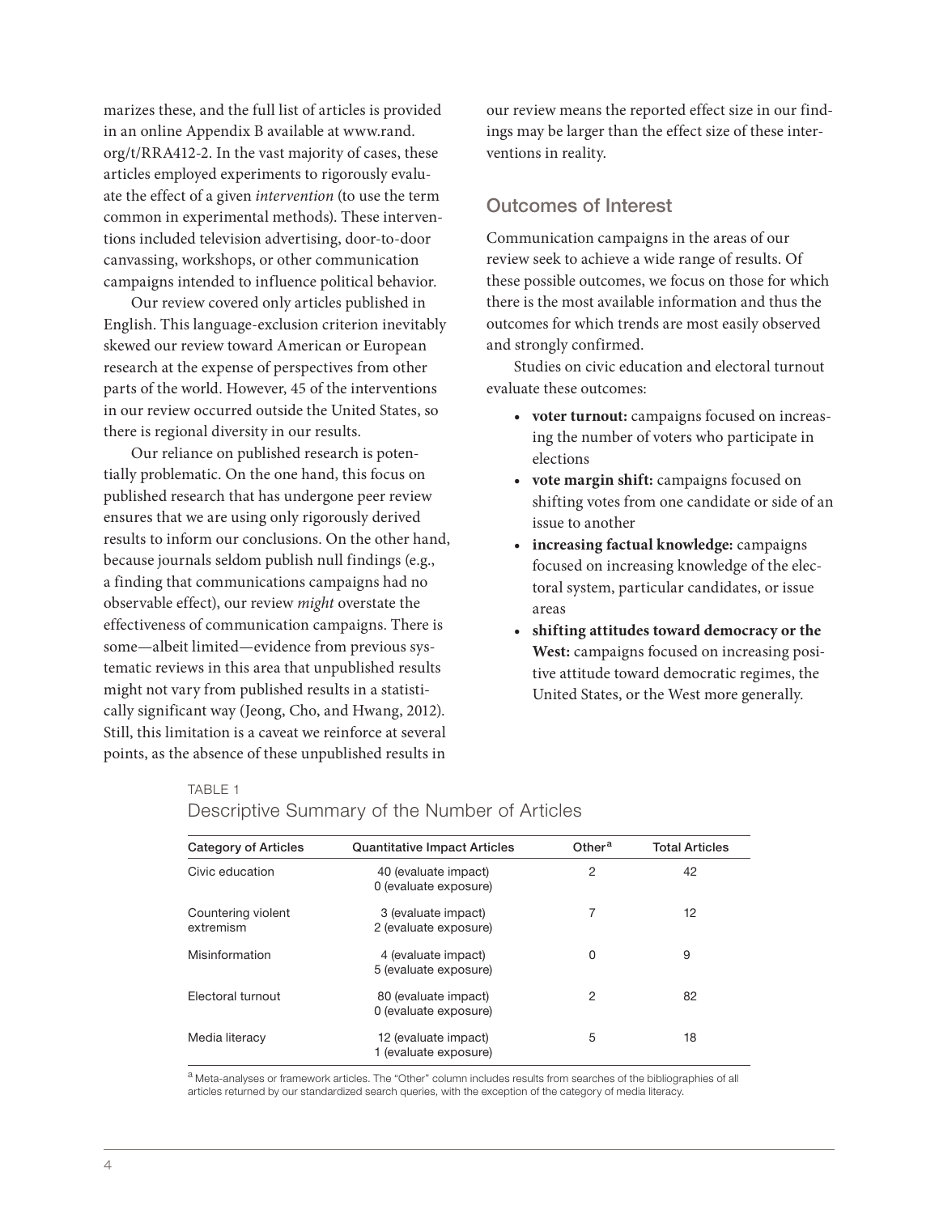marizes these, and the full list of articles is provided in an online Appendix B available at www.rand.org/t/RRA412-2. In the vast majority of cases, these articles employed experiments to rigorously evaluate the effect of a given *intervention* (to use the term common in experimental methods). These interventions included television advertising, door-to-door canvassing, workshops, or other communication campaigns intended to influence political behavior.

Our review covered only articles published in English. This language-exclusion criterion inevitably skewed our review toward American or European research at the expense of perspectives from other parts of the world. However, 45 of the interventions in our review occurred outside the United States, so there is regional diversity in our results.

Our reliance on published research is potentially problematic. On the one hand, this focus on published research that has undergone peer review ensures that we are using only rigorously derived results to inform our conclusions. On the other hand, because journals seldom publish null findings (e.g., a finding that communications campaigns had no observable effect), our review *might* overstate the effectiveness of communication campaigns. There is some—albeit limited—evidence from previous systematic reviews in this area that unpublished results might not vary from published results in a statistically significant way (Jeong, Cho, and Hwang, 2012). Still, this limitation is a caveat we reinforce at several points, as the absence of these unpublished results in our review means the reported effect size in our findings may be larger than the effect size of these interventions in reality.

## Outcomes of Interest

Communication campaigns in the areas of our review seek to achieve a wide range of results. Of these possible outcomes, we focus on those for which there is the most available information and thus the outcomes for which trends are most easily observed and strongly confirmed.

Studies on civic education and electoral turnout evaluate these outcomes:

- **voter turnout:** campaigns focused on increasing the number of voters who participate in elections
- **vote margin shift:** campaigns focused on shifting votes from one candidate or side of an issue to another
- **increasing factual knowledge:** campaigns focused on increasing knowledge of the electoral system, particular candidates, or issue areas
- **shifting attitudes toward democracy or the West:** campaigns focused on increasing positive attitude toward democratic regimes, the United States, or the West more generally.

TABLE 1

Descriptive Summary of the Number of Articles

| Category of Articles | Quantitative Impact Articles | Other[a] | Total Articles |
|---|---|---|---|
| Civic education | 40 (evaluate impact)<br>0 (evaluate exposure) | 2 | 42 |
| Countering violent extremism | 3 (evaluate impact)<br>2 (evaluate exposure) | 7 | 12 |
| Misinformation | 4 (evaluate impact)<br>5 (evaluate exposure) | 0 | 9 |
| Electoral turnout | 80 (evaluate impact)<br>0 (evaluate exposure) | 2 | 82 |
| Media literacy | 12 (evaluate impact)<br>1 (evaluate exposure) | 5 | 18 |

[a] Meta-analyses or framework articles. The "Other" column includes results from searches of the bibliographies of all articles returned by our standardized search queries, with the exception of the category of media literacy.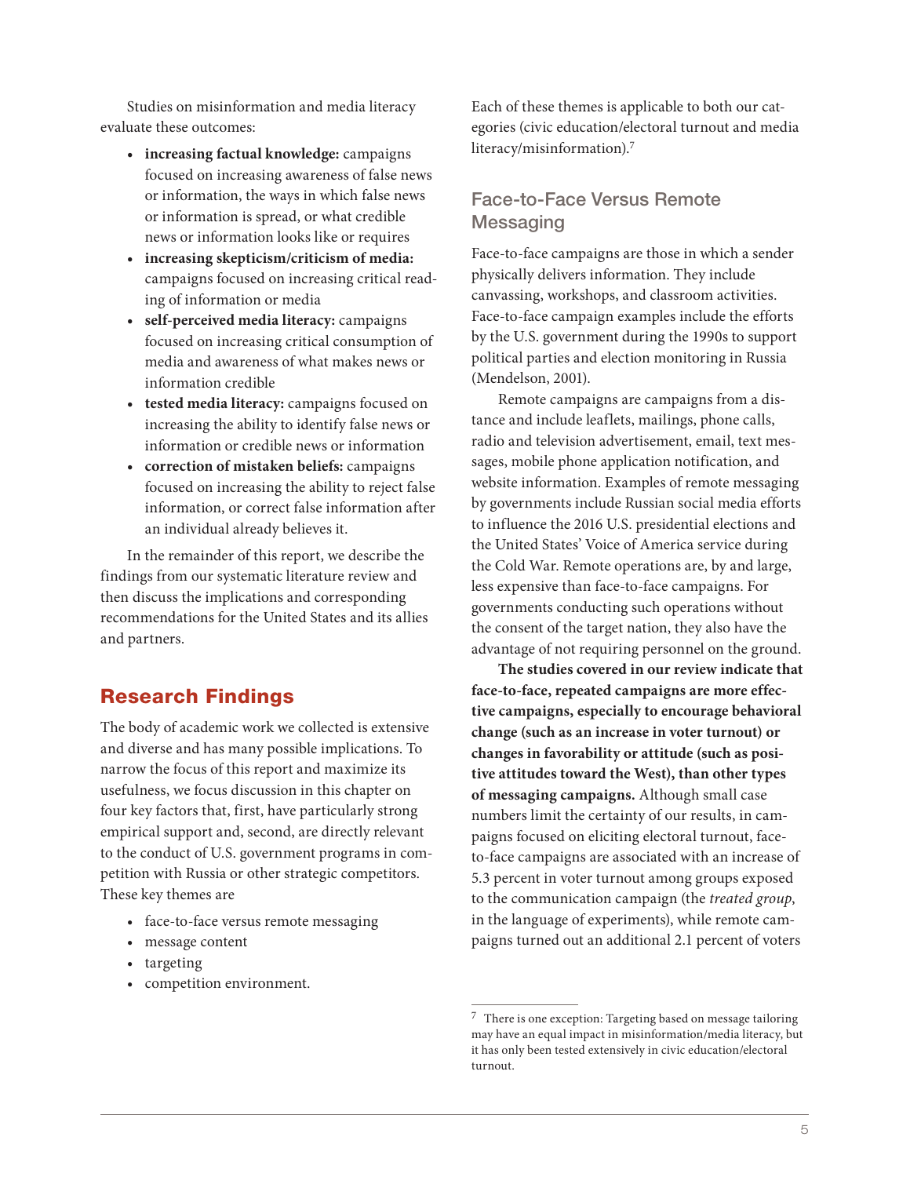Studies on misinformation and media literacy evaluate these outcomes:

- **increasing factual knowledge:** campaigns focused on increasing awareness of false news or information, the ways in which false news or information is spread, or what credible news or information looks like or requires
- **increasing skepticism/criticism of media:** campaigns focused on increasing critical reading of information or media
- **self-perceived media literacy:** campaigns focused on increasing critical consumption of media and awareness of what makes news or information credible
- **tested media literacy:** campaigns focused on increasing the ability to identify false news or information or credible news or information
- **correction of mistaken beliefs:** campaigns focused on increasing the ability to reject false information, or correct false information after an individual already believes it.

In the remainder of this report, we describe the findings from our systematic literature review and then discuss the implications and corresponding recommendations for the United States and its allies and partners.

## Research Findings

The body of academic work we collected is extensive and diverse and has many possible implications. To narrow the focus of this report and maximize its usefulness, we focus discussion in this chapter on four key factors that, first, have particularly strong empirical support and, second, are directly relevant to the conduct of U.S. government programs in competition with Russia or other strategic competitors. These key themes are

- face-to-face versus remote messaging
- message content
- targeting
- competition environment.

Each of these themes is applicable to both our categories (civic education/electoral turnout and media literacy/misinformation).[7]

### Face-to-Face Versus Remote Messaging

Face-to-face campaigns are those in which a sender physically delivers information. They include canvassing, workshops, and classroom activities. Face-to-face campaign examples include the efforts by the U.S. government during the 1990s to support political parties and election monitoring in Russia (Mendelson, 2001).

Remote campaigns are campaigns from a distance and include leaflets, mailings, phone calls, radio and television advertisement, email, text messages, mobile phone application notification, and website information. Examples of remote messaging by governments include Russian social media efforts to influence the 2016 U.S. presidential elections and the United States' Voice of America service during the Cold War. Remote operations are, by and large, less expensive than face-to-face campaigns. For governments conducting such operations without the consent of the target nation, they also have the advantage of not requiring personnel on the ground.

**The studies covered in our review indicate that face-to-face, repeated campaigns are more effective campaigns, especially to encourage behavioral change (such as an increase in voter turnout) or changes in favorability or attitude (such as positive attitudes toward the West), than other types of messaging campaigns.** Although small case numbers limit the certainty of our results, in campaigns focused on eliciting electoral turnout, face-to-face campaigns are associated with an increase of 5.3 percent in voter turnout among groups exposed to the communication campaign (the *treated group*, in the language of experiments), while remote campaigns turned out an additional 2.1 percent of voters

[7] There is one exception: Targeting based on message tailoring may have an equal impact in misinformation/media literacy, but it has only been tested extensively in civic education/electoral turnout.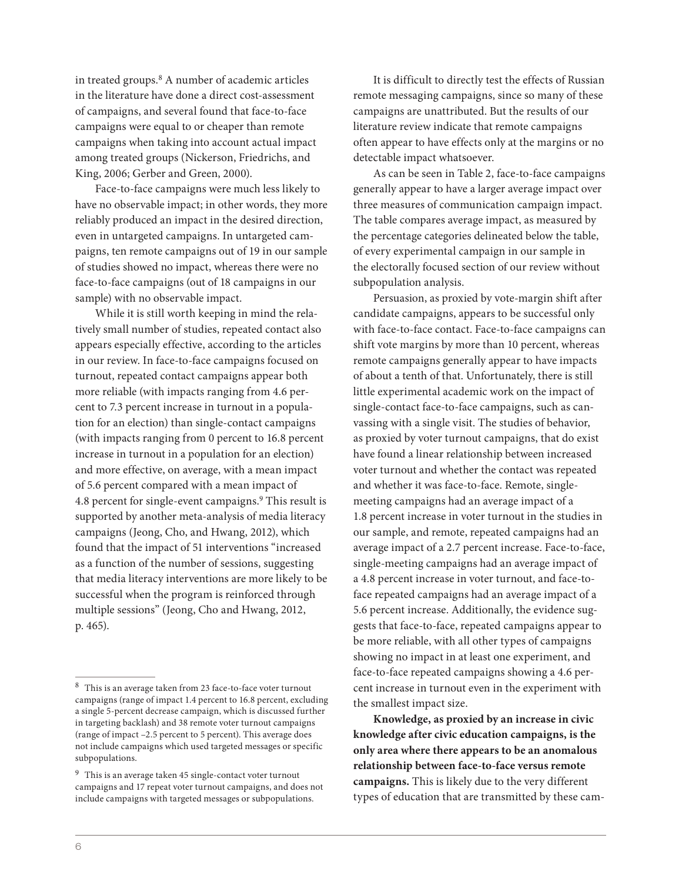in treated groups.[8] A number of academic articles in the literature have done a direct cost-assessment of campaigns, and several found that face-to-face campaigns were equal to or cheaper than remote campaigns when taking into account actual impact among treated groups (Nickerson, Friedrichs, and King, 2006; Gerber and Green, 2000).

Face-to-face campaigns were much less likely to have no observable impact; in other words, they more reliably produced an impact in the desired direction, even in untargeted campaigns. In untargeted campaigns, ten remote campaigns out of 19 in our sample of studies showed no impact, whereas there were no face-to-face campaigns (out of 18 campaigns in our sample) with no observable impact.

While it is still worth keeping in mind the relatively small number of studies, repeated contact also appears especially effective, according to the articles in our review. In face-to-face campaigns focused on turnout, repeated contact campaigns appear both more reliable (with impacts ranging from 4.6 percent to 7.3 percent increase in turnout in a population for an election) than single-contact campaigns (with impacts ranging from 0 percent to 16.8 percent increase in turnout in a population for an election) and more effective, on average, with a mean impact of 5.6 percent compared with a mean impact of 4.8 percent for single-event campaigns.[9] This result is supported by another meta-analysis of media literacy campaigns (Jeong, Cho, and Hwang, 2012), which found that the impact of 51 interventions "increased as a function of the number of sessions, suggesting that media literacy interventions are more likely to be successful when the program is reinforced through multiple sessions" (Jeong, Cho and Hwang, 2012, p. 465).

It is difficult to directly test the effects of Russian remote messaging campaigns, since so many of these campaigns are unattributed. But the results of our literature review indicate that remote campaigns often appear to have effects only at the margins or no detectable impact whatsoever.

As can be seen in Table 2, face-to-face campaigns generally appear to have a larger average impact over three measures of communication campaign impact. The table compares average impact, as measured by the percentage categories delineated below the table, of every experimental campaign in our sample in the electorally focused section of our review without subpopulation analysis.

Persuasion, as proxied by vote-margin shift after candidate campaigns, appears to be successful only with face-to-face contact. Face-to-face campaigns can shift vote margins by more than 10 percent, whereas remote campaigns generally appear to have impacts of about a tenth of that. Unfortunately, there is still little experimental academic work on the impact of single-contact face-to-face campaigns, such as canvassing with a single visit. The studies of behavior, as proxied by voter turnout campaigns, that do exist have found a linear relationship between increased voter turnout and whether the contact was repeated and whether it was face-to-face. Remote, single-meeting campaigns had an average impact of a 1.8 percent increase in voter turnout in the studies in our sample, and remote, repeated campaigns had an average impact of a 2.7 percent increase. Face-to-face, single-meeting campaigns had an average impact of a 4.8 percent increase in voter turnout, and face-to-face repeated campaigns had an average impact of a 5.6 percent increase. Additionally, the evidence suggests that face-to-face, repeated campaigns appear to be more reliable, with all other types of campaigns showing no impact in at least one experiment, and face-to-face repeated campaigns showing a 4.6 percent increase in turnout even in the experiment with the smallest impact size.

**Knowledge, as proxied by an increase in civic knowledge after civic education campaigns, is the only area where there appears to be an anomalous relationship between face-to-face versus remote campaigns.** This is likely due to the very different types of education that are transmitted by these cam-

---

[8] This is an average taken from 23 face-to-face voter turnout campaigns (range of impact 1.4 percent to 16.8 percent, excluding a single 5-percent decrease campaign, which is discussed further in targeting backlash) and 38 remote voter turnout campaigns (range of impact –2.5 percent to 5 percent). This average does not include campaigns which used targeted messages or specific subpopulations.

[9] This is an average taken 45 single-contact voter turnout campaigns and 17 repeat voter turnout campaigns, and does not include campaigns with targeted messages or subpopulations.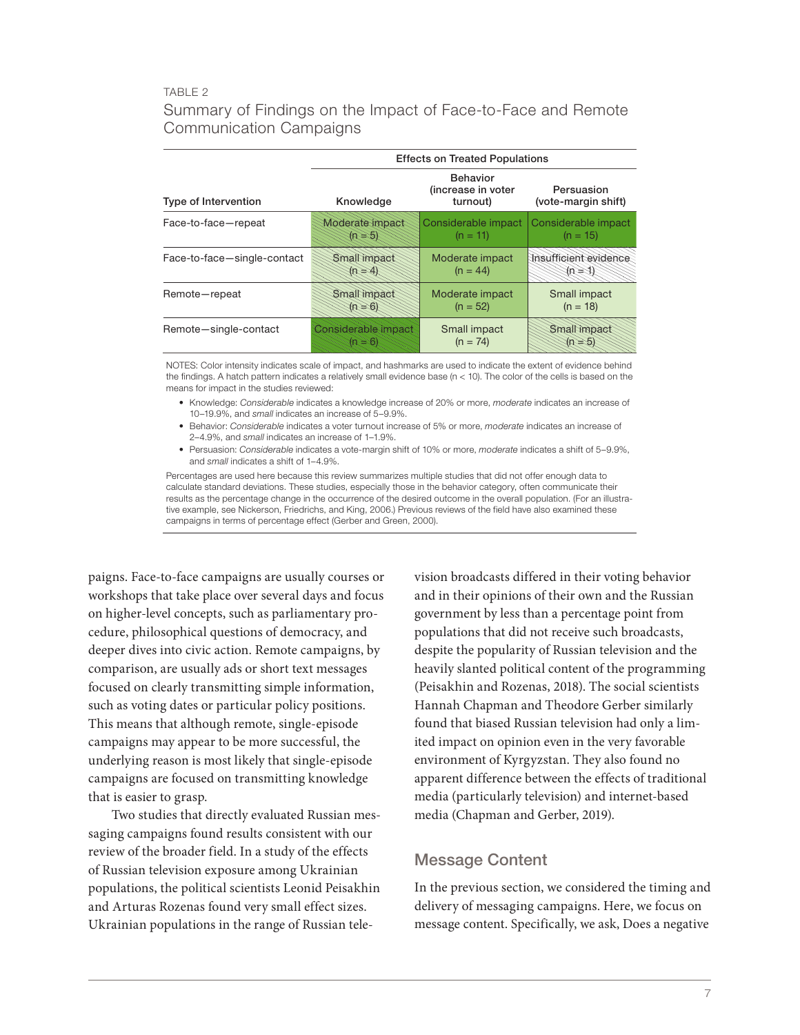TABLE 2

## Summary of Findings on the Impact of Face-to-Face and Remote Communication Campaigns

| Type of Intervention | Effects on Treated Populations | | |
|---|---|---|---|
| | Knowledge | Behavior (increase in voter turnout) | Persuasion (vote-margin shift) |
| Face-to-face—repeat | Moderate impact (n = 5) | Considerable impact (n = 11) | Considerable impact (n = 15) |
| Face-to-face—single-contact | Small impact (n = 4) | Moderate impact (n = 44) | Insufficient evidence (n = 1) |
| Remote—repeat | Small impact (n = 6) | Moderate impact (n = 52) | Small impact (n = 18) |
| Remote—single-contact | Considerable impact (n = 6) | Small impact (n = 74) | Small impact (n = 5) |

NOTES: Color intensity indicates scale of impact, and hashmarks are used to indicate the extent of evidence behind the findings. A hatch pattern indicates a relatively small evidence base (n < 10). The color of the cells is based on the means for impact in the studies reviewed:

- Knowledge: *Considerable* indicates a knowledge increase of 20% or more, *moderate* indicates an increase of 10–19.9%, and *small* indicates an increase of 5–9.9%.
- Behavior: *Considerable* indicates a voter turnout increase of 5% or more, *moderate* indicates an increase of 2–4.9%, and *small* indicates an increase of 1–1.9%.
- Persuasion: *Considerable* indicates a vote-margin shift of 10% or more, *moderate* indicates a shift of 5–9.9%, and *small* indicates a shift of 1–4.9%.

Percentages are used here because this review summarizes multiple studies that did not offer enough data to calculate standard deviations. These studies, especially those in the behavior category, often communicate their results as the percentage change in the occurrence of the desired outcome in the overall population. (For an illustrative example, see Nickerson, Friedrichs, and King, 2006.) Previous reviews of the field have also examined these campaigns in terms of percentage effect (Gerber and Green, 2000).

paigns. Face-to-face campaigns are usually courses or workshops that take place over several days and focus on higher-level concepts, such as parliamentary procedure, philosophical questions of democracy, and deeper dives into civic action. Remote campaigns, by comparison, are usually ads or short text messages focused on clearly transmitting simple information, such as voting dates or particular policy positions. This means that although remote, single-episode campaigns may appear to be more successful, the underlying reason is most likely that single-episode campaigns are focused on transmitting knowledge that is easier to grasp.

Two studies that directly evaluated Russian messaging campaigns found results consistent with our review of the broader field. In a study of the effects of Russian television exposure among Ukrainian populations, the political scientists Leonid Peisakhin and Arturas Rozenas found very small effect sizes. Ukrainian populations in the range of Russian television broadcasts differed in their voting behavior and in their opinions of their own and the Russian government by less than a percentage point from populations that did not receive such broadcasts, despite the popularity of Russian television and the heavily slanted political content of the programming (Peisakhin and Rozenas, 2018). The social scientists Hannah Chapman and Theodore Gerber similarly found that biased Russian television had only a limited impact on opinion even in the very favorable environment of Kyrgyzstan. They also found no apparent difference between the effects of traditional media (particularly television) and internet-based media (Chapman and Gerber, 2019).

## Message Content

In the previous section, we considered the timing and delivery of messaging campaigns. Here, we focus on message content. Specifically, we ask, Does a negative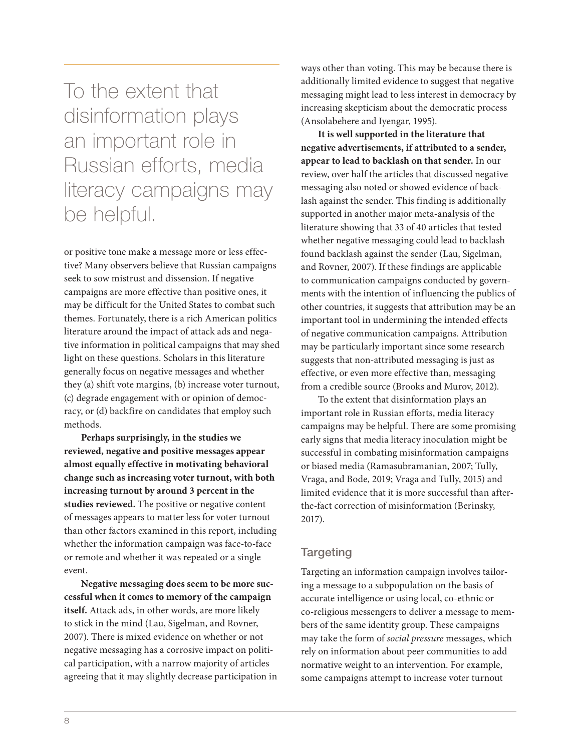> To the extent that disinformation plays an important role in Russian efforts, media literacy campaigns may be helpful.

or positive tone make a message more or less effective? Many observers believe that Russian campaigns seek to sow mistrust and dissension. If negative campaigns are more effective than positive ones, it may be difficult for the United States to combat such themes. Fortunately, there is a rich American politics literature around the impact of attack ads and negative information in political campaigns that may shed light on these questions. Scholars in this literature generally focus on negative messages and whether they (a) shift vote margins, (b) increase voter turnout, (c) degrade engagement with or opinion of democracy, or (d) backfire on candidates that employ such methods.

**Perhaps surprisingly, in the studies we reviewed, negative and positive messages appear almost equally effective in motivating behavioral change such as increasing voter turnout, with both increasing turnout by around 3 percent in the studies reviewed.** The positive or negative content of messages appears to matter less for voter turnout than other factors examined in this report, including whether the information campaign was face-to-face or remote and whether it was repeated or a single event.

**Negative messaging does seem to be more successful when it comes to memory of the campaign itself.** Attack ads, in other words, are more likely to stick in the mind (Lau, Sigelman, and Rovner, 2007). There is mixed evidence on whether or not negative messaging has a corrosive impact on political participation, with a narrow majority of articles agreeing that it may slightly decrease participation in ways other than voting. This may be because there is additionally limited evidence to suggest that negative messaging might lead to less interest in democracy by increasing skepticism about the democratic process (Ansolabehere and Iyengar, 1995).

**It is well supported in the literature that negative advertisements, if attributed to a sender, appear to lead to backlash on that sender.** In our review, over half the articles that discussed negative messaging also noted or showed evidence of backlash against the sender. This finding is additionally supported in another major meta-analysis of the literature showing that 33 of 40 articles that tested whether negative messaging could lead to backlash found backlash against the sender (Lau, Sigelman, and Rovner, 2007). If these findings are applicable to communication campaigns conducted by governments with the intention of influencing the publics of other countries, it suggests that attribution may be an important tool in undermining the intended effects of negative communication campaigns. Attribution may be particularly important since some research suggests that non-attributed messaging is just as effective, or even more effective than, messaging from a credible source (Brooks and Murov, 2012).

To the extent that disinformation plays an important role in Russian efforts, media literacy campaigns may be helpful. There are some promising early signs that media literacy inoculation might be successful in combating misinformation campaigns or biased media (Ramasubramanian, 2007; Tully, Vraga, and Bode, 2019; Vraga and Tully, 2015) and limited evidence that it is more successful than after-the-fact correction of misinformation (Berinsky, 2017).

## Targeting

Targeting an information campaign involves tailoring a message to a subpopulation on the basis of accurate intelligence or using local, co-ethnic or co-religious messengers to deliver a message to members of the same identity group. These campaigns may take the form of *social pressure* messages, which rely on information about peer communities to add normative weight to an intervention. For example, some campaigns attempt to increase voter turnout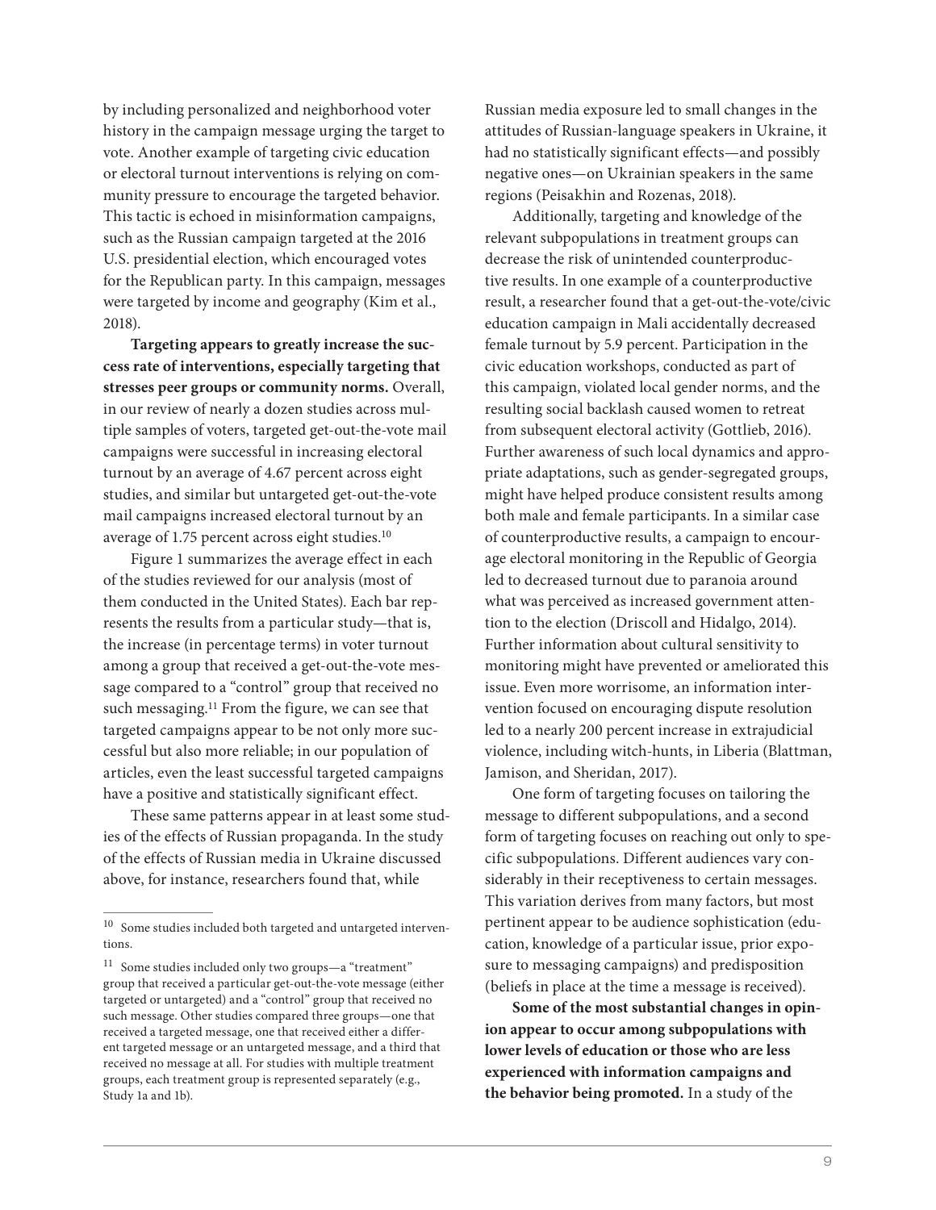by including personalized and neighborhood voter history in the campaign message urging the target to vote. Another example of targeting civic education or electoral turnout interventions is relying on community pressure to encourage the targeted behavior. This tactic is echoed in misinformation campaigns, such as the Russian campaign targeted at the 2016 U.S. presidential election, which encouraged votes for the Republican party. In this campaign, messages were targeted by income and geography (Kim et al., 2018).

**Targeting appears to greatly increase the success rate of interventions, especially targeting that stresses peer groups or community norms.** Overall, in our review of nearly a dozen studies across multiple samples of voters, targeted get-out-the-vote mail campaigns were successful in increasing electoral turnout by an average of 4.67 percent across eight studies, and similar but untargeted get-out-the-vote mail campaigns increased electoral turnout by an average of 1.75 percent across eight studies.[10]

Figure 1 summarizes the average effect in each of the studies reviewed for our analysis (most of them conducted in the United States). Each bar represents the results from a particular study—that is, the increase (in percentage terms) in voter turnout among a group that received a get-out-the-vote message compared to a "control" group that received no such messaging.[11] From the figure, we can see that targeted campaigns appear to be not only more successful but also more reliable; in our population of articles, even the least successful targeted campaigns have a positive and statistically significant effect.

These same patterns appear in at least some studies of the effects of Russian propaganda. In the study of the effects of Russian media in Ukraine discussed above, for instance, researchers found that, while Russian media exposure led to small changes in the attitudes of Russian-language speakers in Ukraine, it had no statistically significant effects—and possibly negative ones—on Ukrainian speakers in the same regions (Peisakhin and Rozenas, 2018).

Additionally, targeting and knowledge of the relevant subpopulations in treatment groups can decrease the risk of unintended counterproductive results. In one example of a counterproductive result, a researcher found that a get-out-the-vote/civic education campaign in Mali accidentally decreased female turnout by 5.9 percent. Participation in the civic education workshops, conducted as part of this campaign, violated local gender norms, and the resulting social backlash caused women to retreat from subsequent electoral activity (Gottlieb, 2016). Further awareness of such local dynamics and appropriate adaptations, such as gender-segregated groups, might have helped produce consistent results among both male and female participants. In a similar case of counterproductive results, a campaign to encourage electoral monitoring in the Republic of Georgia led to decreased turnout due to paranoia around what was perceived as increased government attention to the election (Driscoll and Hidalgo, 2014). Further information about cultural sensitivity to monitoring might have prevented or ameliorated this issue. Even more worrisome, an information intervention focused on encouraging dispute resolution led to a nearly 200 percent increase in extrajudicial violence, including witch-hunts, in Liberia (Blattman, Jamison, and Sheridan, 2017).

One form of targeting focuses on tailoring the message to different subpopulations, and a second form of targeting focuses on reaching out only to specific subpopulations. Different audiences vary considerably in their receptiveness to certain messages. This variation derives from many factors, but most pertinent appear to be audience sophistication (education, knowledge of a particular issue, prior exposure to messaging campaigns) and predisposition (beliefs in place at the time a message is received).

**Some of the most substantial changes in opinion appear to occur among subpopulations with lower levels of education or those who are less experienced with information campaigns and the behavior being promoted.** In a study of the

---

[10] Some studies included both targeted and untargeted interventions.

[11] Some studies included only two groups—a "treatment" group that received a particular get-out-the-vote message (either targeted or untargeted) and a "control" group that received no such message. Other studies compared three groups—one that received a targeted message, one that received either a different targeted message or an untargeted message, and a third that received no message at all. For studies with multiple treatment groups, each treatment group is represented separately (e.g., Study 1a and 1b).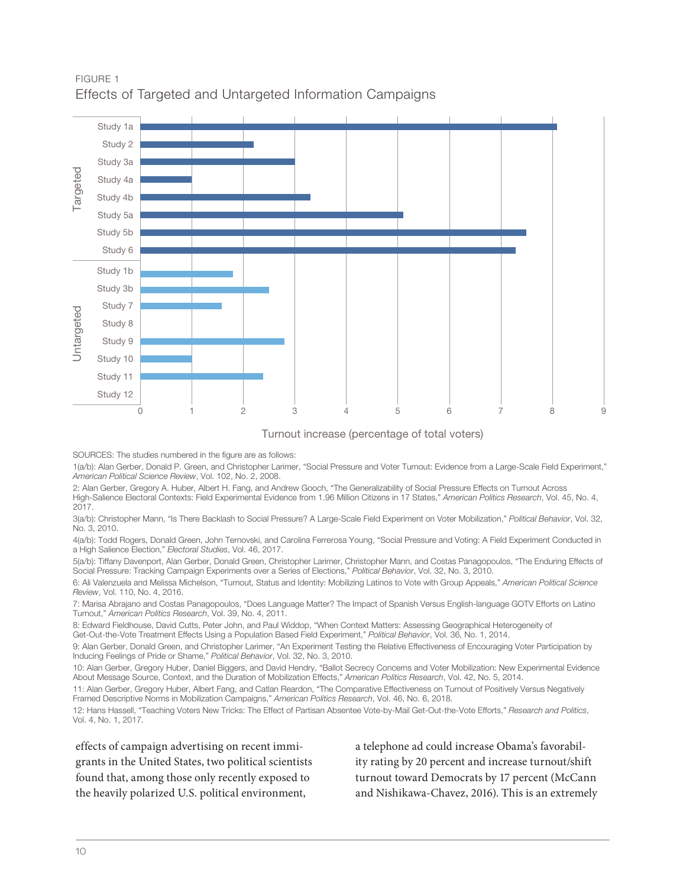FIGURE 1

Effects of Targeted and Untargeted Information Campaigns

SOURCES: The studies numbered in the figure are as follows:

1(a/b): Alan Gerber, Donald P. Green, and Christopher Larimer, "Social Pressure and Voter Turnout: Evidence from a Large-Scale Field Experiment," *American Political Science Review*, Vol. 102, No. 2, 2008.

2: Alan Gerber, Gregory A. Huber, Albert H. Fang, and Andrew Gooch, "The Generalizability of Social Pressure Effects on Turnout Across High-Salience Electoral Contexts: Field Experimental Evidence from 1.96 Million Citizens in 17 States," *American Politics Research*, Vol. 45, No. 4, 2017.

3(a/b): Christopher Mann, "Is There Backlash to Social Pressure? A Large-Scale Field Experiment on Voter Mobilization," *Political Behavior*, Vol. 32, No. 3, 2010.

4(a/b): Todd Rogers, Donald Green, John Ternovski, and Carolina Ferrerosa Young, "Social Pressure and Voting: A Field Experiment Conducted in a High Salience Election," *Electoral Studies*, Vol. 46, 2017.

5(a/b): Tiffany Davenport, Alan Gerber, Donald Green, Christopher Larimer, Christopher Mann, and Costas Panagopoulos, "The Enduring Effects of Social Pressure: Tracking Campaign Experiments over a Series of Elections," *Political Behavior*, Vol. 32, No. 3, 2010.

6: Ali Valenzuela and Melissa Michelson, "Turnout, Status and Identity: Mobilizing Latinos to Vote with Group Appeals," *American Political Science Review*, Vol. 110, No. 4, 2016.

7: Marisa Abrajano and Costas Panagopoulos, "Does Language Matter? The Impact of Spanish Versus English-language GOTV Efforts on Latino Turnout," *American Politics Research*, Vol. 39, No. 4, 2011.

8: Edward Fieldhouse, David Cutts, Peter John, and Paul Widdop, "When Context Matters: Assessing Geographical Heterogeneity of Get-Out-the-Vote Treatment Effects Using a Population Based Field Experiment," *Political Behavior*, Vol. 36, No. 1, 2014.

9: Alan Gerber, Donald Green, and Christopher Larimer, "An Experiment Testing the Relative Effectiveness of Encouraging Voter Participation by Inducing Feelings of Pride or Shame," *Political Behavior*, Vol. 32, No. 3, 2010.

10: Alan Gerber, Gregory Huber, Daniel Biggers, and David Hendry, "Ballot Secrecy Concerns and Voter Mobilization: New Experimental Evidence About Message Source, Context, and the Duration of Mobilization Effects," *American Politics Research*, Vol. 42, No. 5, 2014.

11: Alan Gerber, Gregory Huber, Albert Fang, and Catlan Reardon, "The Comparative Effectiveness on Turnout of Positively Versus Negatively Framed Descriptive Norms in Mobilization Campaigns," *American Politics Research*, Vol. 46, No. 6, 2018.

12: Hans Hassell, "Teaching Voters New Tricks: The Effect of Partisan Absentee Vote-by-Mail Get-Out-the-Vote Efforts," *Research and Politics*, Vol. 4, No. 1, 2017.

effects of campaign advertising on recent immigrants in the United States, two political scientists found that, among those only recently exposed to the heavily polarized U.S. political environment, a telephone ad could increase Obama's favorability rating by 20 percent and increase turnout/shift turnout toward Democrats by 17 percent (McCann and Nishikawa-Chavez, 2016). This is an extremely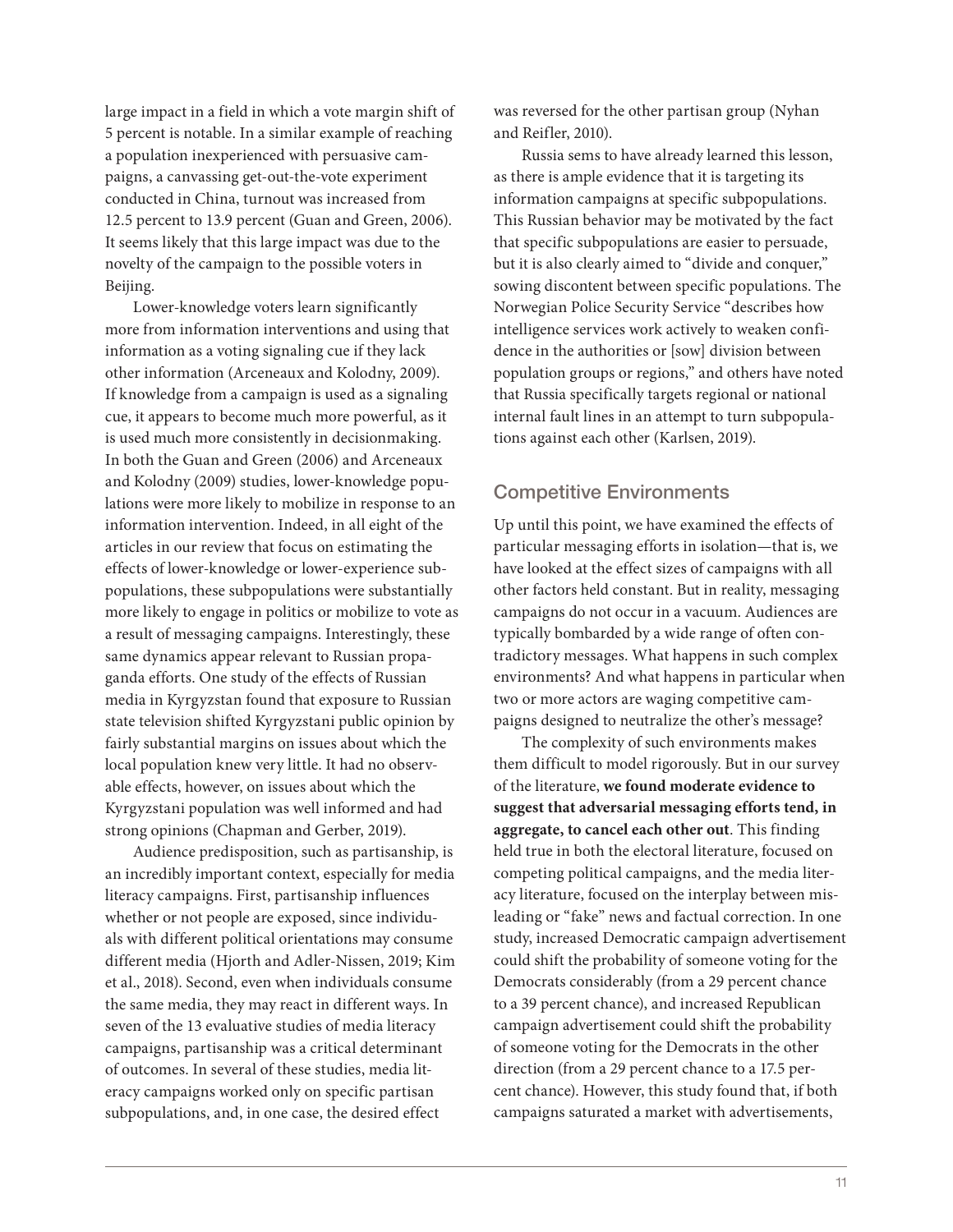large impact in a field in which a vote margin shift of 5 percent is notable. In a similar example of reaching a population inexperienced with persuasive campaigns, a canvassing get-out-the-vote experiment conducted in China, turnout was increased from 12.5 percent to 13.9 percent (Guan and Green, 2006). It seems likely that this large impact was due to the novelty of the campaign to the possible voters in Beijing.

Lower-knowledge voters learn significantly more from information interventions and using that information as a voting signaling cue if they lack other information (Arceneaux and Kolodny, 2009). If knowledge from a campaign is used as a signaling cue, it appears to become much more powerful, as it is used much more consistently in decisionmaking. In both the Guan and Green (2006) and Arceneaux and Kolodny (2009) studies, lower-knowledge populations were more likely to mobilize in response to an information intervention. Indeed, in all eight of the articles in our review that focus on estimating the effects of lower-knowledge or lower-experience subpopulations, these subpopulations were substantially more likely to engage in politics or mobilize to vote as a result of messaging campaigns. Interestingly, these same dynamics appear relevant to Russian propaganda efforts. One study of the effects of Russian media in Kyrgyzstan found that exposure to Russian state television shifted Kyrgyzstani public opinion by fairly substantial margins on issues about which the local population knew very little. It had no observable effects, however, on issues about which the Kyrgyzstani population was well informed and had strong opinions (Chapman and Gerber, 2019).

Audience predisposition, such as partisanship, is an incredibly important context, especially for media literacy campaigns. First, partisanship influences whether or not people are exposed, since individuals with different political orientations may consume different media (Hjorth and Adler-Nissen, 2019; Kim et al., 2018). Second, even when individuals consume the same media, they may react in different ways. In seven of the 13 evaluative studies of media literacy campaigns, partisanship was a critical determinant of outcomes. In several of these studies, media literacy campaigns worked only on specific partisan subpopulations, and, in one case, the desired effect was reversed for the other partisan group (Nyhan and Reifler, 2010).

Russia sems to have already learned this lesson, as there is ample evidence that it is targeting its information campaigns at specific subpopulations. This Russian behavior may be motivated by the fact that specific subpopulations are easier to persuade, but it is also clearly aimed to "divide and conquer," sowing discontent between specific populations. The Norwegian Police Security Service "describes how intelligence services work actively to weaken confidence in the authorities or [sow] division between population groups or regions," and others have noted that Russia specifically targets regional or national internal fault lines in an attempt to turn subpopulations against each other (Karlsen, 2019).

## Competitive Environments

Up until this point, we have examined the effects of particular messaging efforts in isolation—that is, we have looked at the effect sizes of campaigns with all other factors held constant. But in reality, messaging campaigns do not occur in a vacuum. Audiences are typically bombarded by a wide range of often contradictory messages. What happens in such complex environments? And what happens in particular when two or more actors are waging competitive campaigns designed to neutralize the other's message?

The complexity of such environments makes them difficult to model rigorously. But in our survey of the literature, **we found moderate evidence to suggest that adversarial messaging efforts tend, in aggregate, to cancel each other out**. This finding held true in both the electoral literature, focused on competing political campaigns, and the media literacy literature, focused on the interplay between misleading or "fake" news and factual correction. In one study, increased Democratic campaign advertisement could shift the probability of someone voting for the Democrats considerably (from a 29 percent chance to a 39 percent chance), and increased Republican campaign advertisement could shift the probability of someone voting for the Democrats in the other direction (from a 29 percent chance to a 17.5 percent chance). However, this study found that, if both campaigns saturated a market with advertisements,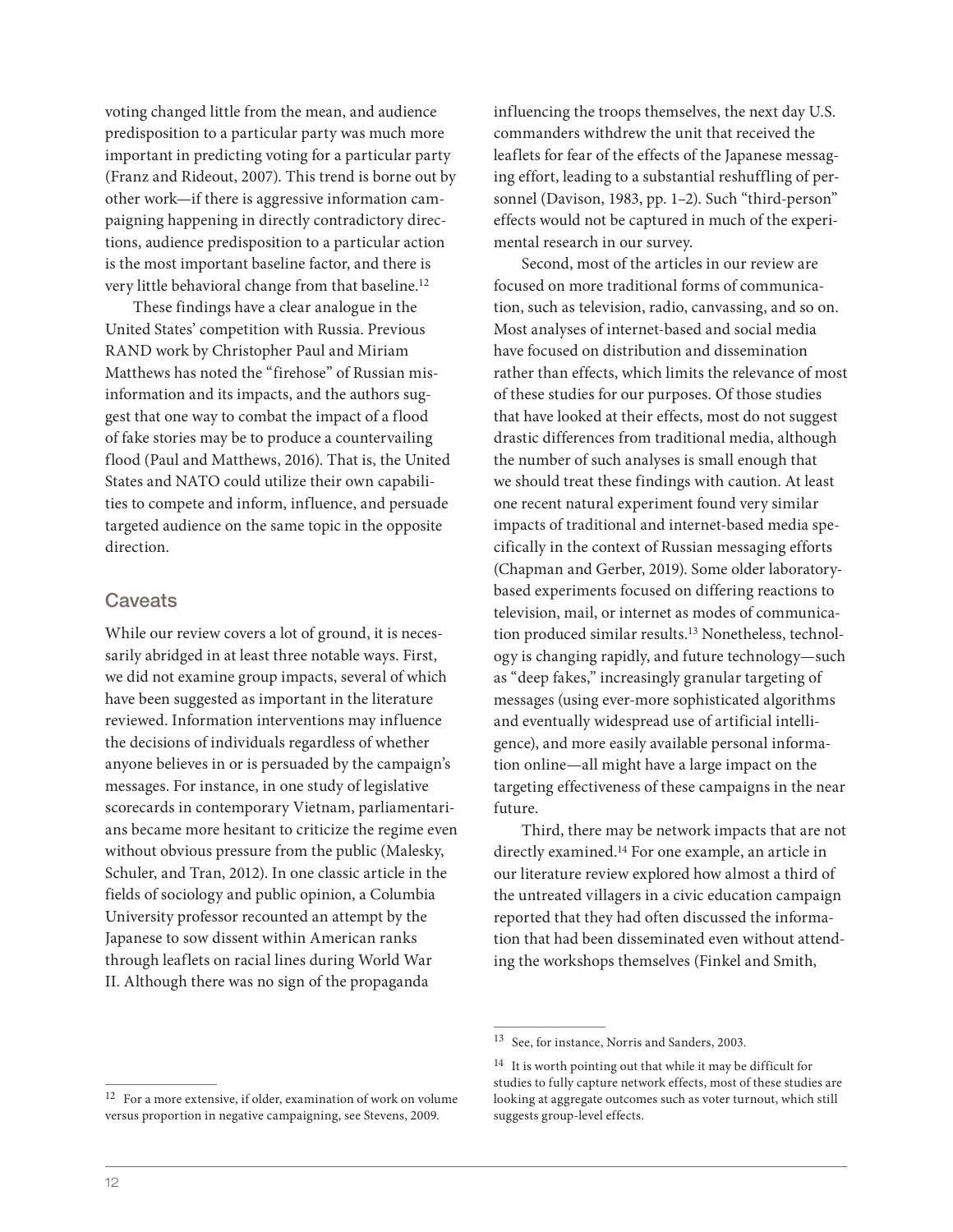voting changed little from the mean, and audience predisposition to a particular party was much more important in predicting voting for a particular party (Franz and Rideout, 2007). This trend is borne out by other work—if there is aggressive information campaigning happening in directly contradictory directions, audience predisposition to a particular action is the most important baseline factor, and there is very little behavioral change from that baseline.[12]

These findings have a clear analogue in the United States' competition with Russia. Previous RAND work by Christopher Paul and Miriam Matthews has noted the "firehose" of Russian misinformation and its impacts, and the authors suggest that one way to combat the impact of a flood of fake stories may be to produce a countervailing flood (Paul and Matthews, 2016). That is, the United States and NATO could utilize their own capabilities to compete and inform, influence, and persuade targeted audience on the same topic in the opposite direction.

## Caveats

While our review covers a lot of ground, it is necessarily abridged in at least three notable ways. First, we did not examine group impacts, several of which have been suggested as important in the literature reviewed. Information interventions may influence the decisions of individuals regardless of whether anyone believes in or is persuaded by the campaign's messages. For instance, in one study of legislative scorecards in contemporary Vietnam, parliamentarians became more hesitant to criticize the regime even without obvious pressure from the public (Malesky, Schuler, and Tran, 2012). In one classic article in the fields of sociology and public opinion, a Columbia University professor recounted an attempt by the Japanese to sow dissent within American ranks through leaflets on racial lines during World War II. Although there was no sign of the propaganda influencing the troops themselves, the next day U.S. commanders withdrew the unit that received the leaflets for fear of the effects of the Japanese messaging effort, leading to a substantial reshuffling of personnel (Davison, 1983, pp. 1–2). Such "third-person" effects would not be captured in much of the experimental research in our survey.

Second, most of the articles in our review are focused on more traditional forms of communication, such as television, radio, canvassing, and so on. Most analyses of internet-based and social media have focused on distribution and dissemination rather than effects, which limits the relevance of most of these studies for our purposes. Of those studies that have looked at their effects, most do not suggest drastic differences from traditional media, although the number of such analyses is small enough that we should treat these findings with caution. At least one recent natural experiment found very similar impacts of traditional and internet-based media specifically in the context of Russian messaging efforts (Chapman and Gerber, 2019). Some older laboratory-based experiments focused on differing reactions to television, mail, or internet as modes of communication produced similar results.[13] Nonetheless, technology is changing rapidly, and future technology—such as "deep fakes," increasingly granular targeting of messages (using ever-more sophisticated algorithms and eventually widespread use of artificial intelligence), and more easily available personal information online—all might have a large impact on the targeting effectiveness of these campaigns in the near future.

Third, there may be network impacts that are not directly examined.[14] For one example, an article in our literature review explored how almost a third of the untreated villagers in a civic education campaign reported that they had often discussed the information that had been disseminated even without attending the workshops themselves (Finkel and Smith,

---

[12] For a more extensive, if older, examination of work on volume versus proportion in negative campaigning, see Stevens, 2009.

[13] See, for instance, Norris and Sanders, 2003.

[14] It is worth pointing out that while it may be difficult for studies to fully capture network effects, most of these studies are looking at aggregate outcomes such as voter turnout, which still suggests group-level effects.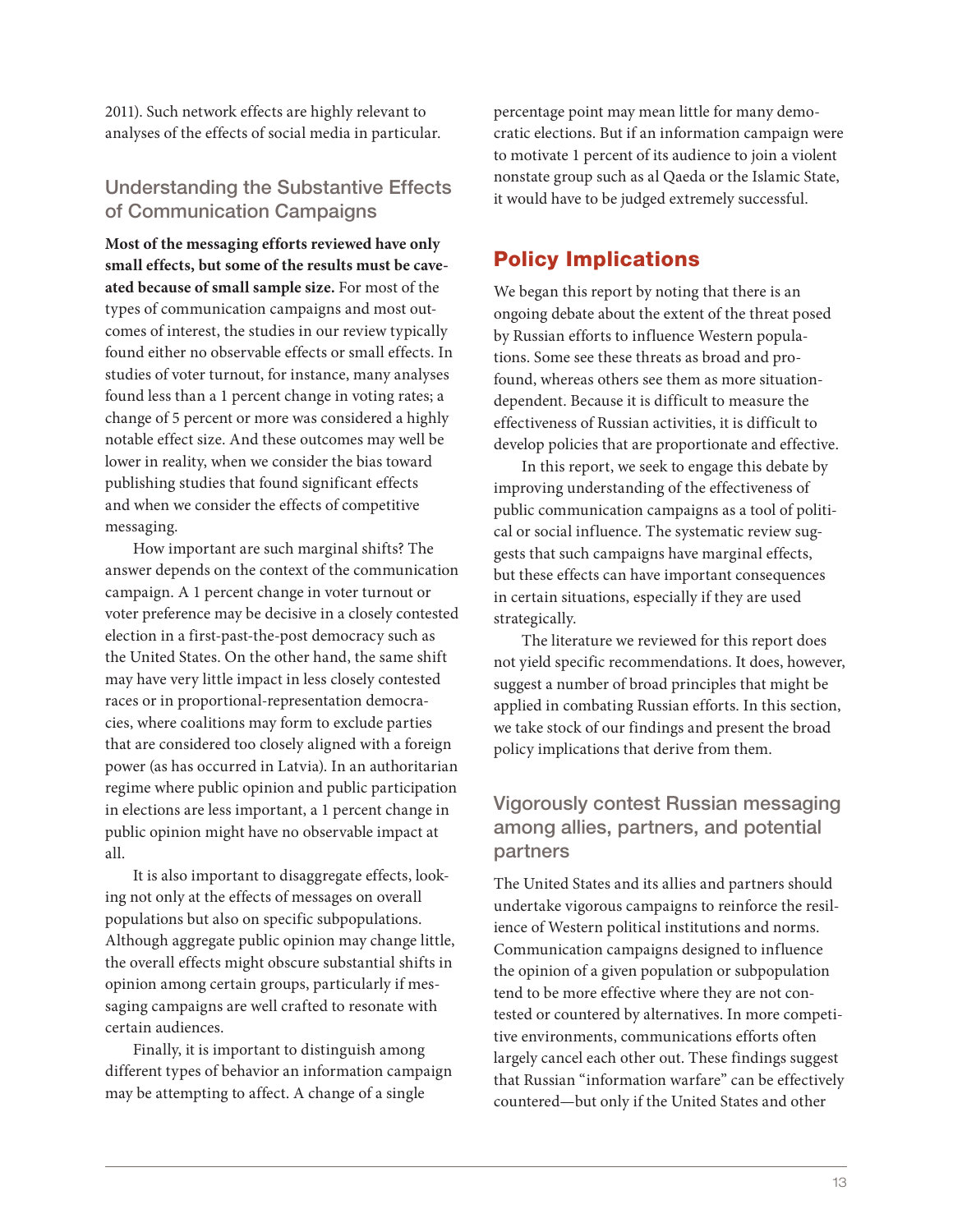2011). Such network effects are highly relevant to analyses of the effects of social media in particular.

### Understanding the Substantive Effects of Communication Campaigns

**Most of the messaging efforts reviewed have only small effects, but some of the results must be caveated because of small sample size.** For most of the types of communication campaigns and most outcomes of interest, the studies in our review typically found either no observable effects or small effects. In studies of voter turnout, for instance, many analyses found less than a 1 percent change in voting rates; a change of 5 percent or more was considered a highly notable effect size. And these outcomes may well be lower in reality, when we consider the bias toward publishing studies that found significant effects and when we consider the effects of competitive messaging.

How important are such marginal shifts? The answer depends on the context of the communication campaign. A 1 percent change in voter turnout or voter preference may be decisive in a closely contested election in a first-past-the-post democracy such as the United States. On the other hand, the same shift may have very little impact in less closely contested races or in proportional-representation democracies, where coalitions may form to exclude parties that are considered too closely aligned with a foreign power (as has occurred in Latvia). In an authoritarian regime where public opinion and public participation in elections are less important, a 1 percent change in public opinion might have no observable impact at all.

It is also important to disaggregate effects, looking not only at the effects of messages on overall populations but also on specific subpopulations. Although aggregate public opinion may change little, the overall effects might obscure substantial shifts in opinion among certain groups, particularly if messaging campaigns are well crafted to resonate with certain audiences.

Finally, it is important to distinguish among different types of behavior an information campaign may be attempting to affect. A change of a single percentage point may mean little for many democratic elections. But if an information campaign were to motivate 1 percent of its audience to join a violent nonstate group such as al Qaeda or the Islamic State, it would have to be judged extremely successful.

## Policy Implications

We began this report by noting that there is an ongoing debate about the extent of the threat posed by Russian efforts to influence Western populations. Some see these threats as broad and profound, whereas others see them as more situation-dependent. Because it is difficult to measure the effectiveness of Russian activities, it is difficult to develop policies that are proportionate and effective.

In this report, we seek to engage this debate by improving understanding of the effectiveness of public communication campaigns as a tool of political or social influence. The systematic review suggests that such campaigns have marginal effects, but these effects can have important consequences in certain situations, especially if they are used strategically.

The literature we reviewed for this report does not yield specific recommendations. It does, however, suggest a number of broad principles that might be applied in combating Russian efforts. In this section, we take stock of our findings and present the broad policy implications that derive from them.

### Vigorously contest Russian messaging among allies, partners, and potential partners

The United States and its allies and partners should undertake vigorous campaigns to reinforce the resilience of Western political institutions and norms. Communication campaigns designed to influence the opinion of a given population or subpopulation tend to be more effective where they are not contested or countered by alternatives. In more competitive environments, communications efforts often largely cancel each other out. These findings suggest that Russian "information warfare" can be effectively countered—but only if the United States and other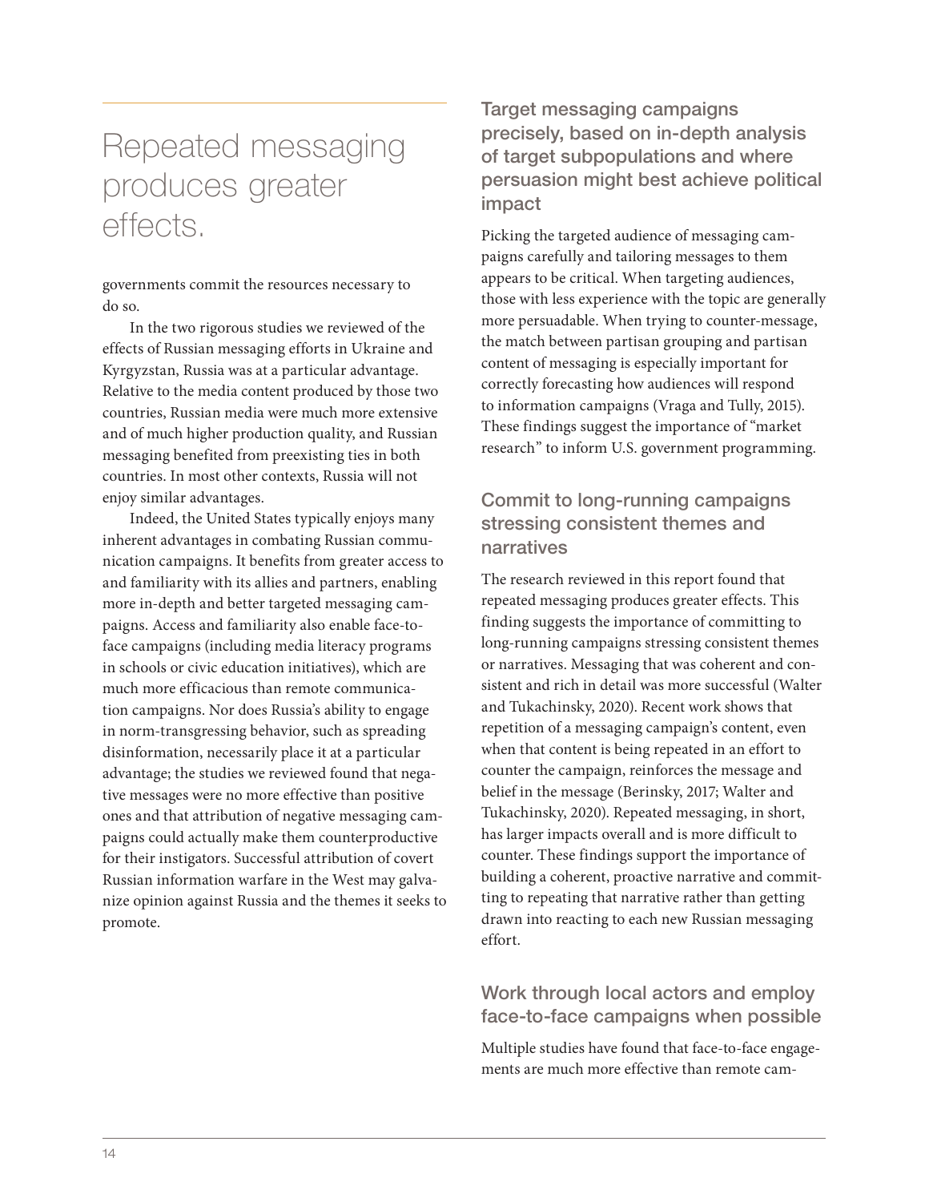> Repeated messaging produces greater effects.

governments commit the resources necessary to do so.

In the two rigorous studies we reviewed of the effects of Russian messaging efforts in Ukraine and Kyrgyzstan, Russia was at a particular advantage. Relative to the media content produced by those two countries, Russian media were much more extensive and of much higher production quality, and Russian messaging benefited from preexisting ties in both countries. In most other contexts, Russia will not enjoy similar advantages.

Indeed, the United States typically enjoys many inherent advantages in combating Russian communication campaigns. It benefits from greater access to and familiarity with its allies and partners, enabling more in-depth and better targeted messaging campaigns. Access and familiarity also enable face-to-face campaigns (including media literacy programs in schools or civic education initiatives), which are much more efficacious than remote communication campaigns. Nor does Russia's ability to engage in norm-transgressing behavior, such as spreading disinformation, necessarily place it at a particular advantage; the studies we reviewed found that negative messages were no more effective than positive ones and that attribution of negative messaging campaigns could actually make them counterproductive for their instigators. Successful attribution of covert Russian information warfare in the West may galvanize opinion against Russia and the themes it seeks to promote.

### Target messaging campaigns precisely, based on in-depth analysis of target subpopulations and where persuasion might best achieve political impact

Picking the targeted audience of messaging campaigns carefully and tailoring messages to them appears to be critical. When targeting audiences, those with less experience with the topic are generally more persuadable. When trying to counter-message, the match between partisan grouping and partisan content of messaging is especially important for correctly forecasting how audiences will respond to information campaigns (Vraga and Tully, 2015). These findings suggest the importance of "market research" to inform U.S. government programming.

### Commit to long-running campaigns stressing consistent themes and narratives

The research reviewed in this report found that repeated messaging produces greater effects. This finding suggests the importance of committing to long-running campaigns stressing consistent themes or narratives. Messaging that was coherent and consistent and rich in detail was more successful (Walter and Tukachinsky, 2020). Recent work shows that repetition of a messaging campaign's content, even when that content is being repeated in an effort to counter the campaign, reinforces the message and belief in the message (Berinsky, 2017; Walter and Tukachinsky, 2020). Repeated messaging, in short, has larger impacts overall and is more difficult to counter. These findings support the importance of building a coherent, proactive narrative and committing to repeating that narrative rather than getting drawn into reacting to each new Russian messaging effort.

### Work through local actors and employ face-to-face campaigns when possible

Multiple studies have found that face-to-face engagements are much more effective than remote cam-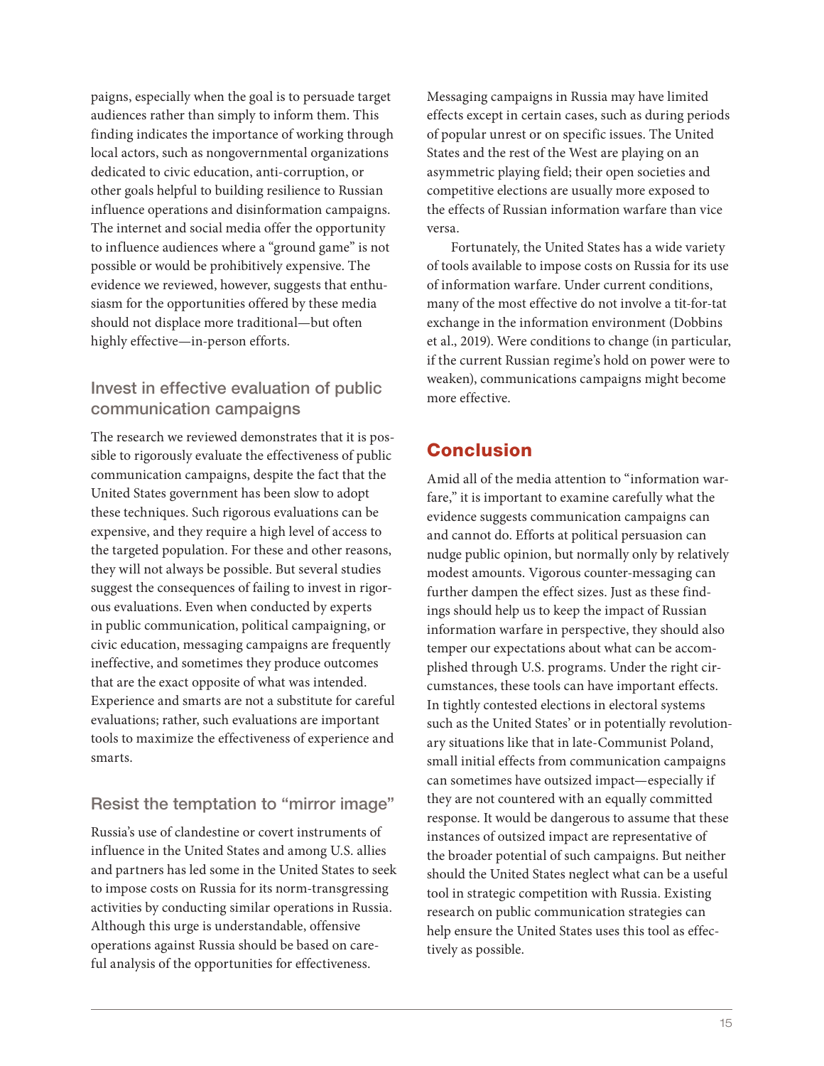paigns, especially when the goal is to persuade target audiences rather than simply to inform them. This finding indicates the importance of working through local actors, such as nongovernmental organizations dedicated to civic education, anti-corruption, or other goals helpful to building resilience to Russian influence operations and disinformation campaigns. The internet and social media offer the opportunity to influence audiences where a "ground game" is not possible or would be prohibitively expensive. The evidence we reviewed, however, suggests that enthusiasm for the opportunities offered by these media should not displace more traditional—but often highly effective—in-person efforts.

### Invest in effective evaluation of public communication campaigns

The research we reviewed demonstrates that it is possible to rigorously evaluate the effectiveness of public communication campaigns, despite the fact that the United States government has been slow to adopt these techniques. Such rigorous evaluations can be expensive, and they require a high level of access to the targeted population. For these and other reasons, they will not always be possible. But several studies suggest the consequences of failing to invest in rigorous evaluations. Even when conducted by experts in public communication, political campaigning, or civic education, messaging campaigns are frequently ineffective, and sometimes they produce outcomes that are the exact opposite of what was intended. Experience and smarts are not a substitute for careful evaluations; rather, such evaluations are important tools to maximize the effectiveness of experience and smarts.

### Resist the temptation to "mirror image"

Russia's use of clandestine or covert instruments of influence in the United States and among U.S. allies and partners has led some in the United States to seek to impose costs on Russia for its norm-transgressing activities by conducting similar operations in Russia. Although this urge is understandable, offensive operations against Russia should be based on careful analysis of the opportunities for effectiveness. Messaging campaigns in Russia may have limited effects except in certain cases, such as during periods of popular unrest or on specific issues. The United States and the rest of the West are playing on an asymmetric playing field; their open societies and competitive elections are usually more exposed to the effects of Russian information warfare than vice versa.

Fortunately, the United States has a wide variety of tools available to impose costs on Russia for its use of information warfare. Under current conditions, many of the most effective do not involve a tit-for-tat exchange in the information environment (Dobbins et al., 2019). Were conditions to change (in particular, if the current Russian regime's hold on power were to weaken), communications campaigns might become more effective.

## Conclusion

Amid all of the media attention to "information warfare," it is important to examine carefully what the evidence suggests communication campaigns can and cannot do. Efforts at political persuasion can nudge public opinion, but normally only by relatively modest amounts. Vigorous counter-messaging can further dampen the effect sizes. Just as these findings should help us to keep the impact of Russian information warfare in perspective, they should also temper our expectations about what can be accomplished through U.S. programs. Under the right circumstances, these tools can have important effects. In tightly contested elections in electoral systems such as the United States' or in potentially revolutionary situations like that in late-Communist Poland, small initial effects from communication campaigns can sometimes have outsized impact—especially if they are not countered with an equally committed response. It would be dangerous to assume that these instances of outsized impact are representative of the broader potential of such campaigns. But neither should the United States neglect what can be a useful tool in strategic competition with Russia. Existing research on public communication strategies can help ensure the United States uses this tool as effectively as possible.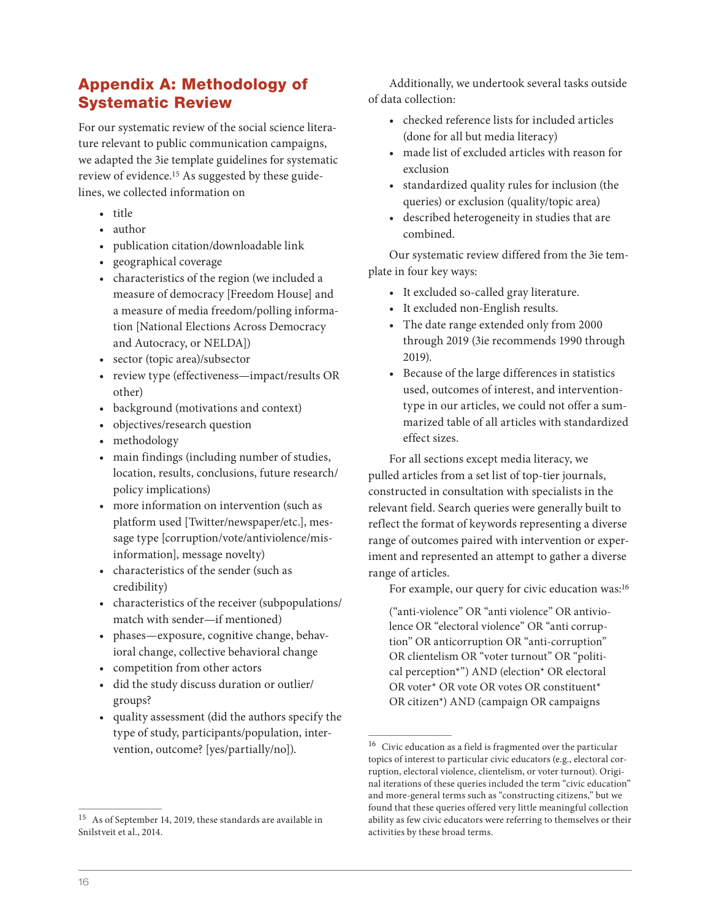## Appendix A: Methodology of Systematic Review

For our systematic review of the social science literature relevant to public communication campaigns, we adapted the 3ie template guidelines for systematic review of evidence.[15] As suggested by these guidelines, we collected information on

- title
- author
- publication citation/downloadable link
- geographical coverage
- characteristics of the region (we included a measure of democracy [Freedom House] and a measure of media freedom/polling information [National Elections Across Democracy and Autocracy, or NELDA])
- sector (topic area)/subsector
- review type (effectiveness—impact/results OR other)
- background (motivations and context)
- objectives/research question
- methodology
- main findings (including number of studies, location, results, conclusions, future research/policy implications)
- more information on intervention (such as platform used [Twitter/newspaper/etc.], message type [corruption/vote/antiviolence/misinformation], message novelty)
- characteristics of the sender (such as credibility)
- characteristics of the receiver (subpopulations/match with sender—if mentioned)
- phases—exposure, cognitive change, behavioral change, collective behavioral change
- competition from other actors
- did the study discuss duration or outlier/groups?
- quality assessment (did the authors specify the type of study, participants/population, intervention, outcome? [yes/partially/no]).

Additionally, we undertook several tasks outside of data collection:

- checked reference lists for included articles (done for all but media literacy)
- made list of excluded articles with reason for exclusion
- standardized quality rules for inclusion (the queries) or exclusion (quality/topic area)
- described heterogeneity in studies that are combined.

Our systematic review differed from the 3ie template in four key ways:

- It excluded so-called gray literature.
- It excluded non-English results.
- The date range extended only from 2000 through 2019 (3ie recommends 1990 through 2019).
- Because of the large differences in statistics used, outcomes of interest, and intervention-type in our articles, we could not offer a summarized table of all articles with standardized effect sizes.

For all sections except media literacy, we pulled articles from a set list of top-tier journals, constructed in consultation with specialists in the relevant field. Search queries were generally built to reflect the format of keywords representing a diverse range of outcomes paired with intervention or experiment and represented an attempt to gather a diverse range of articles.

For example, our query for civic education was:[16]

> ("anti-violence" OR "anti violence" OR antiviolence OR "electoral violence" OR "anti corruption" OR anticorruption OR "anti-corruption" OR clientelism OR "voter turnout" OR "political perception*") AND (election* OR electoral OR voter* OR vote OR votes OR constituent* OR citizen*) AND (campaign OR campaigns

---

[15] As of September 14, 2019, these standards are available in Snilstveit et al., 2014.

[16] Civic education as a field is fragmented over the particular topics of interest to particular civic educators (e.g., electoral corruption, electoral violence, clientelism, or voter turnout). Original iterations of these queries included the term "civic education" and more-general terms such as "constructing citizens," but we found that these queries offered very little meaningful collection ability as few civic educators were referring to themselves or their activities by these broad terms.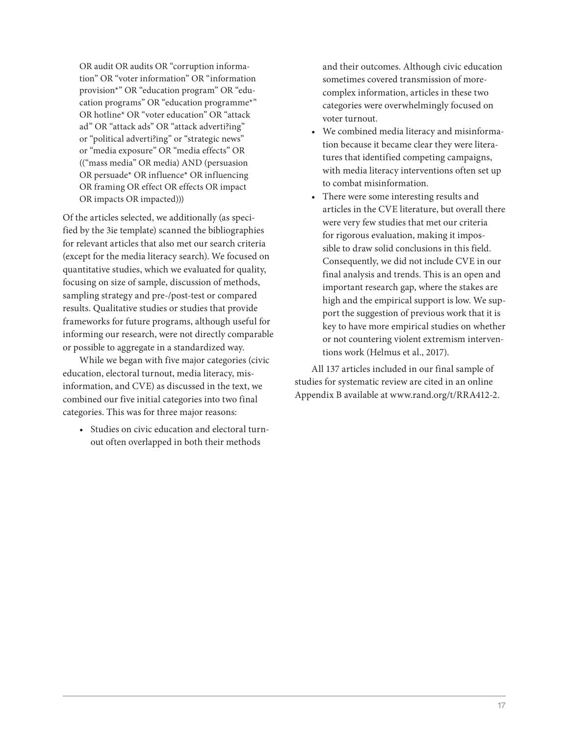OR audit OR audits OR "corruption information" OR "voter information" OR "information provision*" OR "education program" OR "education programs" OR "education programme*" OR hotline* OR "voter education" OR "attack ad" OR "attack ads" OR "attack adverti?ing" or "political adverti?ing" or "strategic news" or "media exposure" OR "media effects" OR (("mass media" OR media) AND (persuasion OR persuade* OR influence* OR influencing OR framing OR effect OR effects OR impact OR impacts OR impacted)))

Of the articles selected, we additionally (as specified by the 3ie template) scanned the bibliographies for relevant articles that also met our search criteria (except for the media literacy search). We focused on quantitative studies, which we evaluated for quality, focusing on size of sample, discussion of methods, sampling strategy and pre-/post-test or compared results. Qualitative studies or studies that provide frameworks for future programs, although useful for informing our research, were not directly comparable or possible to aggregate in a standardized way.

While we began with five major categories (civic education, electoral turnout, media literacy, misinformation, and CVE) as discussed in the text, we combined our five initial categories into two final categories. This was for three major reasons:

- Studies on civic education and electoral turnout often overlapped in both their methods and their outcomes. Although civic education sometimes covered transmission of more-complex information, articles in these two categories were overwhelmingly focused on voter turnout.
- We combined media literacy and misinformation because it became clear they were literatures that identified competing campaigns, with media literacy interventions often set up to combat misinformation.
- There were some interesting results and articles in the CVE literature, but overall there were very few studies that met our criteria for rigorous evaluation, making it impossible to draw solid conclusions in this field. Consequently, we did not include CVE in our final analysis and trends. This is an open and important research gap, where the stakes are high and the empirical support is low. We support the suggestion of previous work that it is key to have more empirical studies on whether or not countering violent extremism interventions work (Helmus et al., 2017).

All 137 articles included in our final sample of studies for systematic review are cited in an online Appendix B available at www.rand.org/t/RRA412-2.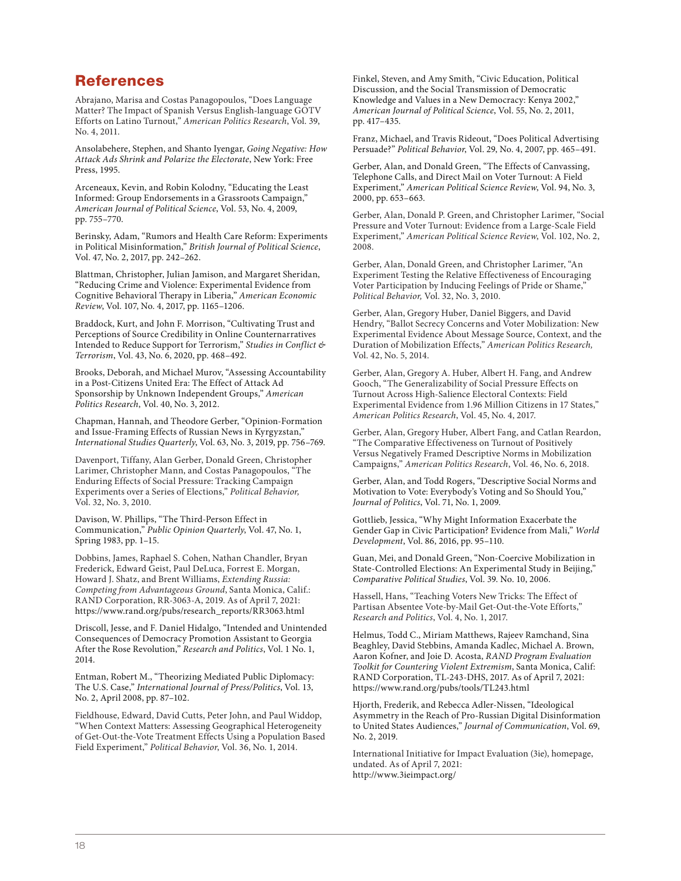## References

Abrajano, Marisa and Costas Panagopoulos, "Does Language Matter? The Impact of Spanish Versus English-language GOTV Efforts on Latino Turnout," *American Politics Research*, Vol. 39, No. 4, 2011.

Ansolabehere, Stephen, and Shanto Iyengar, *Going Negative: How Attack Ads Shrink and Polarize the Electorate*, New York: Free Press, 1995.

Arceneaux, Kevin, and Robin Kolodny, "Educating the Least Informed: Group Endorsements in a Grassroots Campaign," *American Journal of Political Science*, Vol. 53, No. 4, 2009, pp. 755–770.

Berinsky, Adam, "Rumors and Health Care Reform: Experiments in Political Misinformation," *British Journal of Political Science*, Vol. 47, No. 2, 2017, pp. 242–262.

Blattman, Christopher, Julian Jamison, and Margaret Sheridan, "Reducing Crime and Violence: Experimental Evidence from Cognitive Behavioral Therapy in Liberia," *American Economic Review*, Vol. 107, No. 4, 2017, pp. 1165–1206.

Braddock, Kurt, and John F. Morrison, "Cultivating Trust and Perceptions of Source Credibility in Online Counternarratives Intended to Reduce Support for Terrorism," *Studies in Conflict & Terrorism*, Vol. 43, No. 6, 2020, pp. 468–492.

Brooks, Deborah, and Michael Murov, "Assessing Accountability in a Post-Citizens United Era: The Effect of Attack Ad Sponsorship by Unknown Independent Groups," *American Politics Research*, Vol. 40, No. 3, 2012.

Chapman, Hannah, and Theodore Gerber, "Opinion-Formation and Issue-Framing Effects of Russian News in Kyrgyzstan," *International Studies Quarterly*, Vol. 63, No. 3, 2019, pp. 756–769.

Davenport, Tiffany, Alan Gerber, Donald Green, Christopher Larimer, Christopher Mann, and Costas Panagopoulos, "The Enduring Effects of Social Pressure: Tracking Campaign Experiments over a Series of Elections," *Political Behavior,* Vol. 32, No. 3, 2010.

Davison, W. Phillips, "The Third-Person Effect in Communication," *Public Opinion Quarterly*, Vol. 47, No. 1, Spring 1983, pp. 1–15.

Dobbins, James, Raphael S. Cohen, Nathan Chandler, Bryan Frederick, Edward Geist, Paul DeLuca, Forrest E. Morgan, Howard J. Shatz, and Brent Williams, *Extending Russia: Competing from Advantageous Ground*, Santa Monica, Calif.: RAND Corporation, RR-3063-A, 2019. As of April 7, 2021: https://www.rand.org/pubs/research_reports/RR3063.html

Driscoll, Jesse, and F. Daniel Hidalgo, "Intended and Unintended Consequences of Democracy Promotion Assistant to Georgia After the Rose Revolution," *Research and Politics*, Vol. 1 No. 1, 2014.

Entman, Robert M., "Theorizing Mediated Public Diplomacy: The U.S. Case," *International Journal of Press/Politics*, Vol. 13, No. 2, April 2008, pp. 87–102.

Fieldhouse, Edward, David Cutts, Peter John, and Paul Widdop, "When Context Matters: Assessing Geographical Heterogeneity of Get-Out-the-Vote Treatment Effects Using a Population Based Field Experiment," *Political Behavior*, Vol. 36, No. 1, 2014.

Finkel, Steven, and Amy Smith, "Civic Education, Political Discussion, and the Social Transmission of Democratic Knowledge and Values in a New Democracy: Kenya 2002," *American Journal of Political Science*, Vol. 55, No. 2, 2011, pp. 417–435.

Franz, Michael, and Travis Rideout, "Does Political Advertising Persuade?" *Political Behavior*, Vol. 29, No. 4, 2007, pp. 465–491.

Gerber, Alan, and Donald Green, "The Effects of Canvassing, Telephone Calls, and Direct Mail on Voter Turnout: A Field Experiment," *American Political Science Review*, Vol. 94, No. 3, 2000, pp. 653–663.

Gerber, Alan, Donald P. Green, and Christopher Larimer, "Social Pressure and Voter Turnout: Evidence from a Large-Scale Field Experiment," *American Political Science Review*, Vol. 102, No. 2, 2008.

Gerber, Alan, Donald Green, and Christopher Larimer, "An Experiment Testing the Relative Effectiveness of Encouraging Voter Participation by Inducing Feelings of Pride or Shame," *Political Behavior,* Vol. 32, No. 3, 2010.

Gerber, Alan, Gregory Huber, Daniel Biggers, and David Hendry, "Ballot Secrecy Concerns and Voter Mobilization: New Experimental Evidence About Message Source, Context, and the Duration of Mobilization Effects," *American Politics Research,* Vol. 42, No. 5, 2014.

Gerber, Alan, Gregory A. Huber, Albert H. Fang, and Andrew Gooch, "The Generalizability of Social Pressure Effects on Turnout Across High-Salience Electoral Contexts: Field Experimental Evidence from 1.96 Million Citizens in 17 States," *American Politics Research*, Vol. 45, No. 4, 2017.

Gerber, Alan, Gregory Huber, Albert Fang, and Catlan Reardon, "The Comparative Effectiveness on Turnout of Positively Versus Negatively Framed Descriptive Norms in Mobilization Campaigns," *American Politics Research*, Vol. 46, No. 6, 2018.

Gerber, Alan, and Todd Rogers, "Descriptive Social Norms and Motivation to Vote: Everybody's Voting and So Should You," *Journal of Politics*, Vol. 71, No. 1, 2009.

Gottlieb, Jessica, "Why Might Information Exacerbate the Gender Gap in Civic Participation? Evidence from Mali," *World Development*, Vol. 86, 2016, pp. 95–110.

Guan, Mei, and Donald Green, "Non-Coercive Mobilization in State-Controlled Elections: An Experimental Study in Beijing," *Comparative Political Studies*, Vol. 39. No. 10, 2006.

Hassell, Hans, "Teaching Voters New Tricks: The Effect of Partisan Absentee Vote-by-Mail Get-Out-the-Vote Efforts," *Research and Politics*, Vol. 4, No. 1, 2017.

Helmus, Todd C., Miriam Matthews, Rajeev Ramchand, Sina Beaghley, David Stebbins, Amanda Kadlec, Michael A. Brown, Aaron Kofner, and Joie D. Acosta, *RAND Program Evaluation Toolkit for Countering Violent Extremism*, Santa Monica, Calif: RAND Corporation, TL-243-DHS, 2017. As of April 7, 2021: https://www.rand.org/pubs/tools/TL243.html

Hjorth, Frederik, and Rebecca Adler-Nissen, "Ideological Asymmetry in the Reach of Pro-Russian Digital Disinformation to United States Audiences," *Journal of Communication*, Vol. 69, No. 2, 2019.

International Initiative for Impact Evaluation (3ie), homepage, undated. As of April 7, 2021: http://www.3ieimpact.org/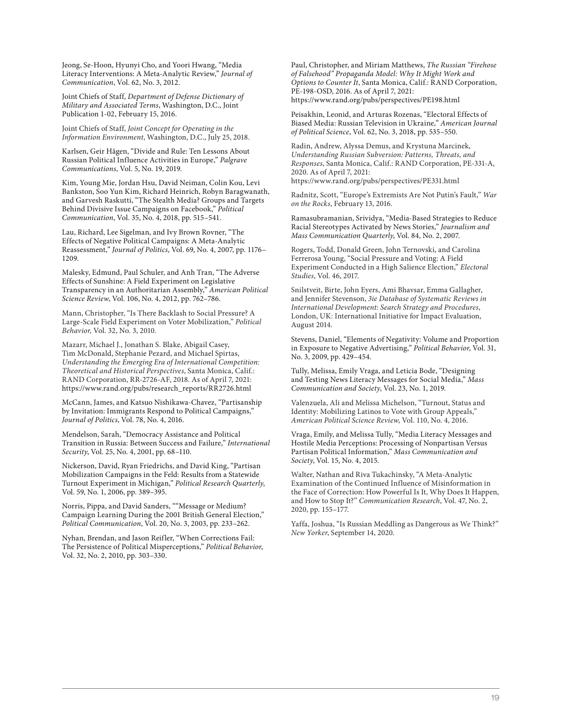Jeong, Se-Hoon, Hyunyi Cho, and Yoori Hwang, "Media Literacy Interventions: A Meta-Analytic Review," *Journal of Communication*, Vol. 62, No. 3, 2012.

Joint Chiefs of Staff, *Department of Defense Dictionary of Military and Associated Terms*, Washington, D.C., Joint Publication 1-02, February 15, 2016.

Joint Chiefs of Staff, *Joint Concept for Operating in the Information Environment*, Washington, D.C., July 25, 2018.

Karlsen, Geir Hågen, "Divide and Rule: Ten Lessons About Russian Political Influence Activities in Europe," *Palgrave Communications*, Vol. 5, No. 19, 2019.

Kim, Young Mie, Jordan Hsu, David Neiman, Colin Kou, Levi Bankston, Soo Yun Kim, Richard Heinrich, Robyn Baragwanath, and Garvesh Raskutti, "The Stealth Media? Groups and Targets Behind Divisive Issue Campaigns on Facebook," *Political Communication*, Vol. 35, No. 4, 2018, pp. 515–541.

Lau, Richard, Lee Sigelman, and Ivy Brown Rovner, "The Effects of Negative Political Campaigns: A Meta-Analytic Reassessment," *Journal of Politics*, Vol. 69, No. 4, 2007, pp. 1176–1209.

Malesky, Edmund, Paul Schuler, and Anh Tran, "The Adverse Effects of Sunshine: A Field Experiment on Legislative Transparency in an Authoritarian Assembly," *American Political Science Review*, Vol. 106, No. 4, 2012, pp. 762–786.

Mann, Christopher, "Is There Backlash to Social Pressure? A Large-Scale Field Experiment on Voter Mobilization," *Political Behavior,* Vol. 32, No. 3, 2010.

Mazarr, Michael J., Jonathan S. Blake, Abigail Casey, Tim McDonald, Stephanie Pezard, and Michael Spirtas, *Understanding the Emerging Era of International Competition: Theoretical and Historical Perspectives*, Santa Monica, Calif.: RAND Corporation, RR-2726-AF, 2018. As of April 7, 2021: https://www.rand.org/pubs/research_reports/RR2726.html

McCann, James, and Katsuo Nishikawa-Chavez, "Partisanship by Invitation: Immigrants Respond to Political Campaigns," *Journal of Politics*, Vol. 78, No. 4, 2016.

Mendelson, Sarah, "Democracy Assistance and Political Transition in Russia: Between Success and Failure," *International Security*, Vol. 25, No. 4, 2001, pp. 68–110.

Nickerson, David, Ryan Friedrichs, and David King, "Partisan Mobilization Campaigns in the Feld: Results from a Statewide Turnout Experiment in Michigan," *Political Research Quarterly*, Vol. 59, No. 1, 2006, pp. 389–395.

Norris, Pippa, and David Sanders, ""Message or Medium? Campaign Learning During the 2001 British General Election," *Political Communication*, Vol. 20, No. 3, 2003, pp. 233–262.

Nyhan, Brendan, and Jason Reifler, "When Corrections Fail: The Persistence of Political Misperceptions," *Political Behavior*, Vol. 32, No. 2, 2010, pp. 303–330.

Paul, Christopher, and Miriam Matthews, *The Russian "Firehose of Falsehood" Propaganda Model: Why It Might Work and Options to Counter It*, Santa Monica, Calif.: RAND Corporation, PE-198-OSD, 2016. As of April 7, 2021: https://www.rand.org/pubs/perspectives/PE198.html

Peisakhin, Leonid, and Arturas Rozenas, "Electoral Effects of Biased Media: Russian Television in Ukraine," *American Journal of Political Science*, Vol. 62, No. 3, 2018, pp. 535–550.

Radin, Andrew, Alyssa Demus, and Krystuna Marcinek, *Understanding Russian Subversion: Patterns, Threats, and Responses*, Santa Monica, Calif.: RAND Corporation, PE-331-A, 2020. As of April 7, 2021: https://www.rand.org/pubs/perspectives/PE331.html

Radnitz, Scott, "Europe's Extremists Are Not Putin's Fault," *War on the Rocks*, February 13, 2016.

Ramasubramanian, Srividya, "Media-Based Strategies to Reduce Racial Stereotypes Activated by News Stories," *Journalism and Mass Communication Quarterly*, Vol. 84, No. 2, 2007.

Rogers, Todd, Donald Green, John Ternovski, and Carolina Ferrerosa Young, "Social Pressure and Voting: A Field Experiment Conducted in a High Salience Election," *Electoral Studies*, Vol. 46, 2017.

Snilstveit, Birte, John Eyers, Ami Bhavsar, Emma Gallagher, and Jennifer Stevenson, *3ie Database of Systematic Reviews in International Development: Search Strategy and Procedures*, London, UK: International Initiative for Impact Evaluation, August 2014.

Stevens, Daniel, "Elements of Negativity: Volume and Proportion in Exposure to Negative Advertising," *Political Behavior*, Vol. 31, No. 3, 2009, pp. 429–454.

Tully, Melissa, Emily Vraga, and Leticia Bode, "Designing and Testing News Literacy Messages for Social Media," *Mass Communication and Society*, Vol. 23, No. 1, 2019.

Valenzuela, Ali and Melissa Michelson, "Turnout, Status and Identity: Mobilizing Latinos to Vote with Group Appeals," *American Political Science Review*, Vol. 110, No. 4, 2016.

Vraga, Emily, and Melissa Tully, "Media Literacy Messages and Hostile Media Perceptions: Processing of Nonpartisan Versus Partisan Political Information," *Mass Communication and Society*, Vol. 15, No. 4, 2015.

Walter, Nathan and Riva Tukachinsky, "A Meta-Analytic Examination of the Continued Influence of Misinformation in the Face of Correction: How Powerful Is It, Why Does It Happen, and How to Stop It?" *Communication Research*, Vol. 47, No. 2, 2020, pp. 155–177.

Yaffa, Joshua, "Is Russian Meddling as Dangerous as We Think?" *New Yorker*, September 14, 2020.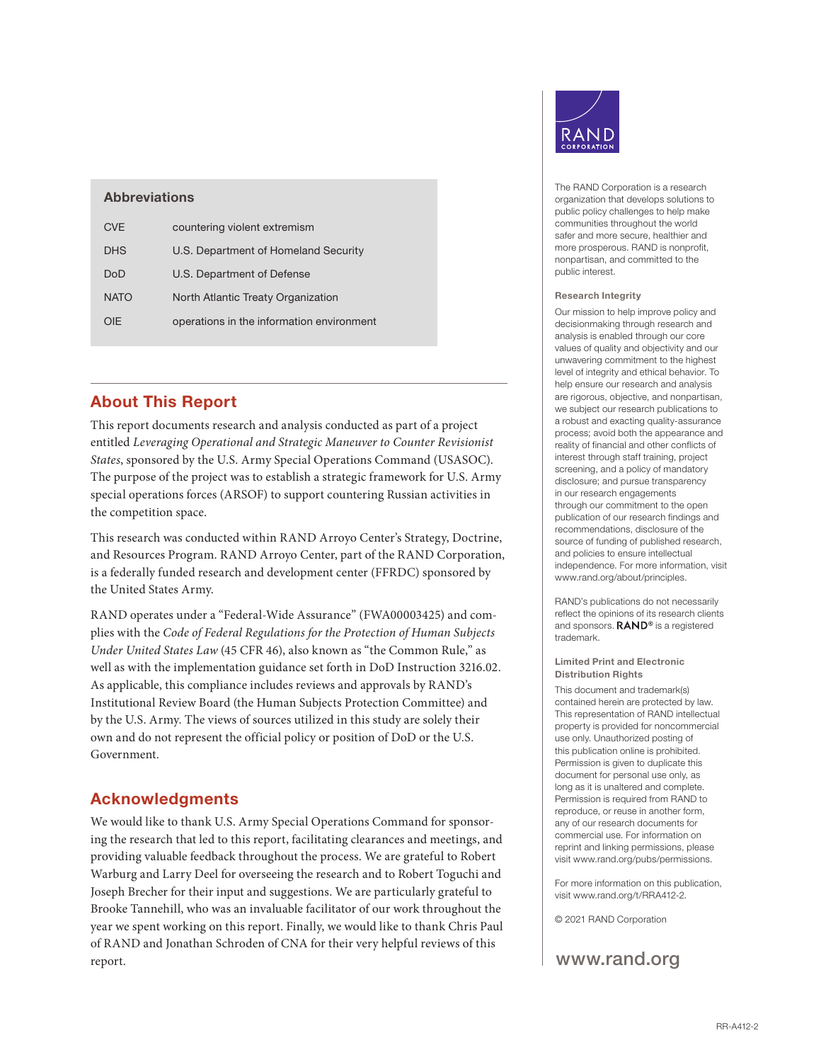### Abbreviations

| | |
|---|---|
| CVE | countering violent extremism |
| DHS | U.S. Department of Homeland Security |
| DoD | U.S. Department of Defense |
| NATO | North Atlantic Treaty Organization |
| OIE | operations in the information environment |

## About This Report

This report documents research and analysis conducted as part of a project entitled *Leveraging Operational and Strategic Maneuver to Counter Revisionist States*, sponsored by the U.S. Army Special Operations Command (USASOC). The purpose of the project was to establish a strategic framework for U.S. Army special operations forces (ARSOF) to support countering Russian activities in the competition space.

This research was conducted within RAND Arroyo Center's Strategy, Doctrine, and Resources Program. RAND Arroyo Center, part of the RAND Corporation, is a federally funded research and development center (FFRDC) sponsored by the United States Army.

RAND operates under a "Federal-Wide Assurance" (FWA00003425) and complies with the *Code of Federal Regulations for the Protection of Human Subjects Under United States Law* (45 CFR 46), also known as "the Common Rule," as well as with the implementation guidance set forth in DoD Instruction 3216.02. As applicable, this compliance includes reviews and approvals by RAND's Institutional Review Board (the Human Subjects Protection Committee) and by the U.S. Army. The views of sources utilized in this study are solely their own and do not represent the official policy or position of DoD or the U.S. Government.

## Acknowledgments

We would like to thank U.S. Army Special Operations Command for sponsoring the research that led to this report, facilitating clearances and meetings, and providing valuable feedback throughout the process. We are grateful to Robert Warburg and Larry Deel for overseeing the research and to Robert Toguchi and Joseph Brecher for their input and suggestions. We are particularly grateful to Brooke Tannehill, who was an invaluable facilitator of our work throughout the year we spent working on this report. Finally, we would like to thank Chris Paul of RAND and Jonathan Schroden of CNA for their very helpful reviews of this report.

RAND CORPORATION

The RAND Corporation is a research organization that develops solutions to public policy challenges to help make communities throughout the world safer and more secure, healthier and more prosperous. RAND is nonprofit, nonpartisan, and committed to the public interest.

#### Research Integrity

Our mission to help improve policy and decisionmaking through research and analysis is enabled through our core values of quality and objectivity and our unwavering commitment to the highest level of integrity and ethical behavior. To help ensure our research and analysis are rigorous, objective, and nonpartisan, we subject our research publications to a robust and exacting quality-assurance process; avoid both the appearance and reality of financial and other conflicts of interest through staff training, project screening, and a policy of mandatory disclosure; and pursue transparency in our research engagements through our commitment to the open publication of our research findings and recommendations, disclosure of the source of funding of published research, and policies to ensure intellectual independence. For more information, visit www.rand.org/about/principles.

RAND's publications do not necessarily reflect the opinions of its research clients and sponsors. **RAND**® is a registered trademark.

#### Limited Print and Electronic Distribution Rights

This document and trademark(s) contained herein are protected by law. This representation of RAND intellectual property is provided for noncommercial use only. Unauthorized posting of this publication online is prohibited. Permission is given to duplicate this document for personal use only, as long as it is unaltered and complete. Permission is required from RAND to reproduce, or reuse in another form, any of our research documents for commercial use. For information on reprint and linking permissions, please visit www.rand.org/pubs/permissions.

For more information on this publication, visit www.rand.org/t/RRA412-2.

© 2021 RAND Corporation

www.rand.org

RR-A412-2